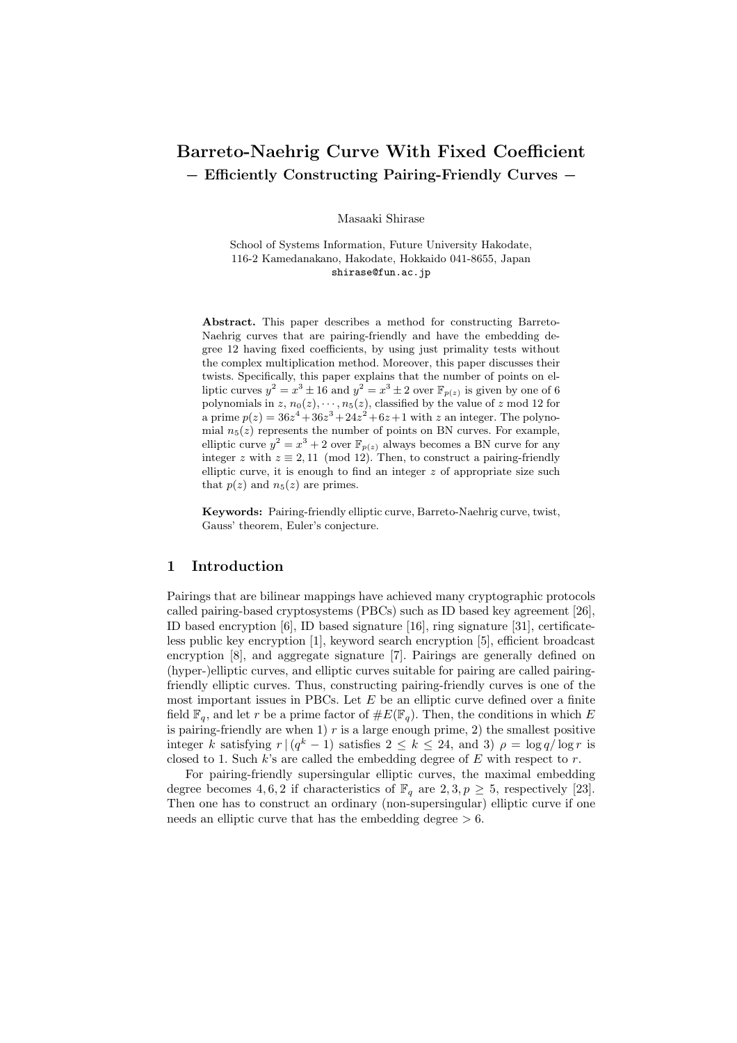# Barreto-Naehrig Curve With Fixed Coefficient

## − Efficiently Constructing Pairing-Friendly Curves −

Masaaki Shirase

School of Systems Information, Future University Hakodate,
116-2 Kamedanakano, Hakodate, Hokkaido 041-8655, Japan
shirase@fun.ac.jp

**Abstract.** This paper describes a method for constructing Barreto-Naehrig curves that are pairing-friendly and have the embedding degree 12 having fixed coefficients, by using just primality tests without the complex multiplication method. Moreover, this paper discusses their twists. Specifically, this paper explains that the number of points on elliptic curves $y^2 = x^3 \pm 16$ and $y^2 = x^3 \pm 2$ over $\mathbb{F}_{p(z)}$ is given by one of 6 polynomials in $z$, $n_0(z), \cdots, n_5(z)$, classified by the value of $z$ mod 12 for a prime $p(z) = 36z^4 + 36z^3 + 24z^2 + 6z + 1$ with $z$ an integer. The polynomial $n_5(z)$ represents the number of points on BN curves. For example, elliptic curve $y^2 = x^3 + 2$ over $\mathbb{F}_{p(z)}$ always becomes a BN curve for any integer $z$ with $z \equiv 2, 11 \pmod{12}$. Then, to construct a pairing-friendly elliptic curve, it is enough to find an integer $z$ of appropriate size such that $p(z)$ and $n_5(z)$ are primes.

**Keywords:** Pairing-friendly elliptic curve, Barreto-Naehrig curve, twist, Gauss' theorem, Euler's conjecture.

## 1 Introduction

Pairings that are bilinear mappings have achieved many cryptographic protocols called pairing-based cryptosystems (PBCs) such as ID based key agreement [26], ID based encryption [6], ID based signature [16], ring signature [31], certificateless public key encryption [1], keyword search encryption [5], efficient broadcast encryption [8], and aggregate signature [7]. Pairings are generally defined on (hyper-)elliptic curves, and elliptic curves suitable for pairing are called pairing-friendly elliptic curves. Thus, constructing pairing-friendly curves is one of the most important issues in PBCs. Let $E$ be an elliptic curve defined over a finite field $\mathbb{F}_q$, and let $r$ be a prime factor of $\#E(\mathbb{F}_q)$. Then, the conditions in which $E$ is pairing-friendly are when 1) $r$ is a large enough prime, 2) the smallest positive integer $k$ satisfying $r \mid (q^k - 1)$ satisfies $2 \le k \le 24$, and 3) $\rho = \log q / \log r$ is closed to 1. Such $k$'s are called the embedding degree of $E$ with respect to $r$.

For pairing-friendly supersingular elliptic curves, the maximal embedding degree becomes $4, 6, 2$ if characteristics of $\mathbb{F}_q$ are $2, 3, p \ge 5$, respectively [23]. Then one has to construct an ordinary (non-supersingular) elliptic curve if one needs an elliptic curve that has the embedding degree $> 6$.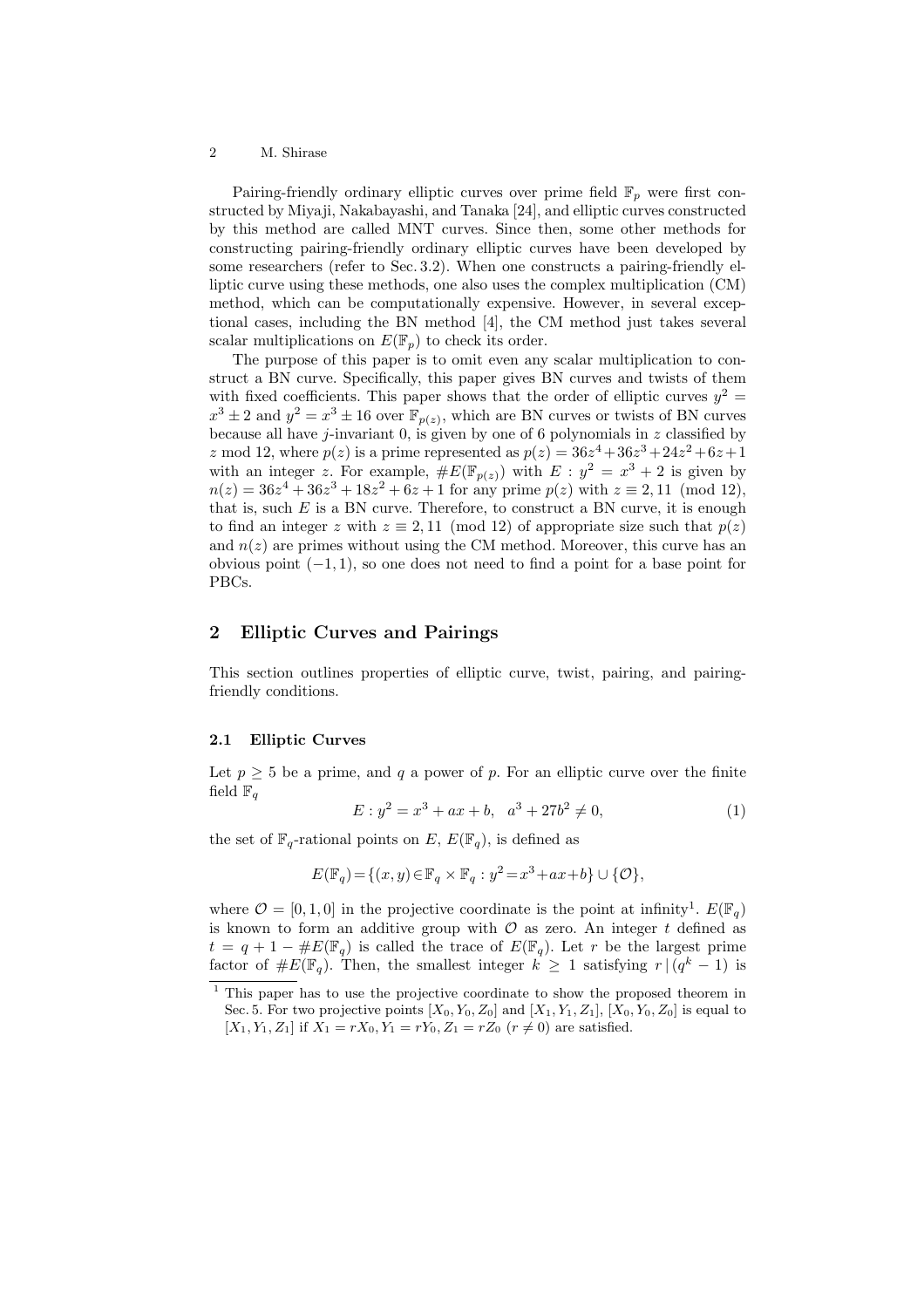Pairing-friendly ordinary elliptic curves over prime field $\mathbb{F}_p$ were first constructed by Miyaji, Nakabayashi, and Tanaka [24], and elliptic curves constructed by this method are called MNT curves. Since then, some other methods for constructing pairing-friendly ordinary elliptic curves have been developed by some researchers (refer to Sec. 3.2). When one constructs a pairing-friendly elliptic curve using these methods, one also uses the complex multiplication (CM) method, which can be computationally expensive. However, in several exceptional cases, including the BN method [4], the CM method just takes several scalar multiplications on $E(\mathbb{F}_p)$ to check its order.

The purpose of this paper is to omit even any scalar multiplication to construct a BN curve. Specifically, this paper gives BN curves and twists of them with fixed coefficients. This paper shows that the order of elliptic curves $y^2 = x^3 \pm 2$ and $y^2 = x^3 \pm 16$ over $\mathbb{F}_{p(z)}$, which are BN curves or twists of BN curves because all have $j$-invariant 0, is given by one of 6 polynomials in $z$ classified by $z \bmod 12$, where $p(z)$ is a prime represented as $p(z) = 36z^4+36z^3+24z^2+6z+1$ with an integer $z$. For example, $\#E(\mathbb{F}_{p(z)})$ with $E : y^2 = x^3 + 2$ is given by $n(z) = 36z^4 + 36z^3 + 18z^2 + 6z + 1$ for any prime $p(z)$ with $z \equiv 2, 11 \pmod{12}$, that is, such $E$ is a BN curve. Therefore, to construct a BN curve, it is enough to find an integer $z$ with $z \equiv 2, 11 \pmod{12}$ of appropriate size such that $p(z)$ and $n(z)$ are primes without using the CM method. Moreover, this curve has an obvious point $(-1, 1)$, so one does not need to find a point for a base point for PBCs.

## 2 Elliptic Curves and Pairings

This section outlines properties of elliptic curve, twist, pairing, and pairing-friendly conditions.

### 2.1 Elliptic Curves

Let $p \geq 5$ be a prime, and $q$ a power of $p$. For an elliptic curve over the finite field $\mathbb{F}_q$

$$E : y^2 = x^3 + ax + b, \quad a^3 + 27b^2 \neq 0, \tag{1}$$

the set of $\mathbb{F}_q$-rational points on $E$, $E(\mathbb{F}_q)$, is defined as

$$E(\mathbb{F}_q) = \{(x, y) \in \mathbb{F}_q \times \mathbb{F}_q : y^2 = x^3 + ax + b\} \cup \{\mathcal{O}\},$$

where $\mathcal{O} = [0, 1, 0]$ in the projective coordinate is the point at infinity[1]. $E(\mathbb{F}_q)$ is known to form an additive group with $\mathcal{O}$ as zero. An integer $t$ defined as $t = q + 1 - \#E(\mathbb{F}_q)$ is called the trace of $E(\mathbb{F}_q)$. Let $r$ be the largest prime factor of $\#E(\mathbb{F}_q)$. Then, the smallest integer $k \geq 1$ satisfying $r \mid (q^k - 1)$ is

[1] This paper has to use the projective coordinate to show the proposed theorem in Sec. 5. For two projective points $[X_0, Y_0, Z_0]$ and $[X_1, Y_1, Z_1]$, $[X_0, Y_0, Z_0]$ is equal to $[X_1, Y_1, Z_1]$ if $X_1 = rX_0, Y_1 = rY_0, Z_1 = rZ_0$ $(r \neq 0)$ are satisfied.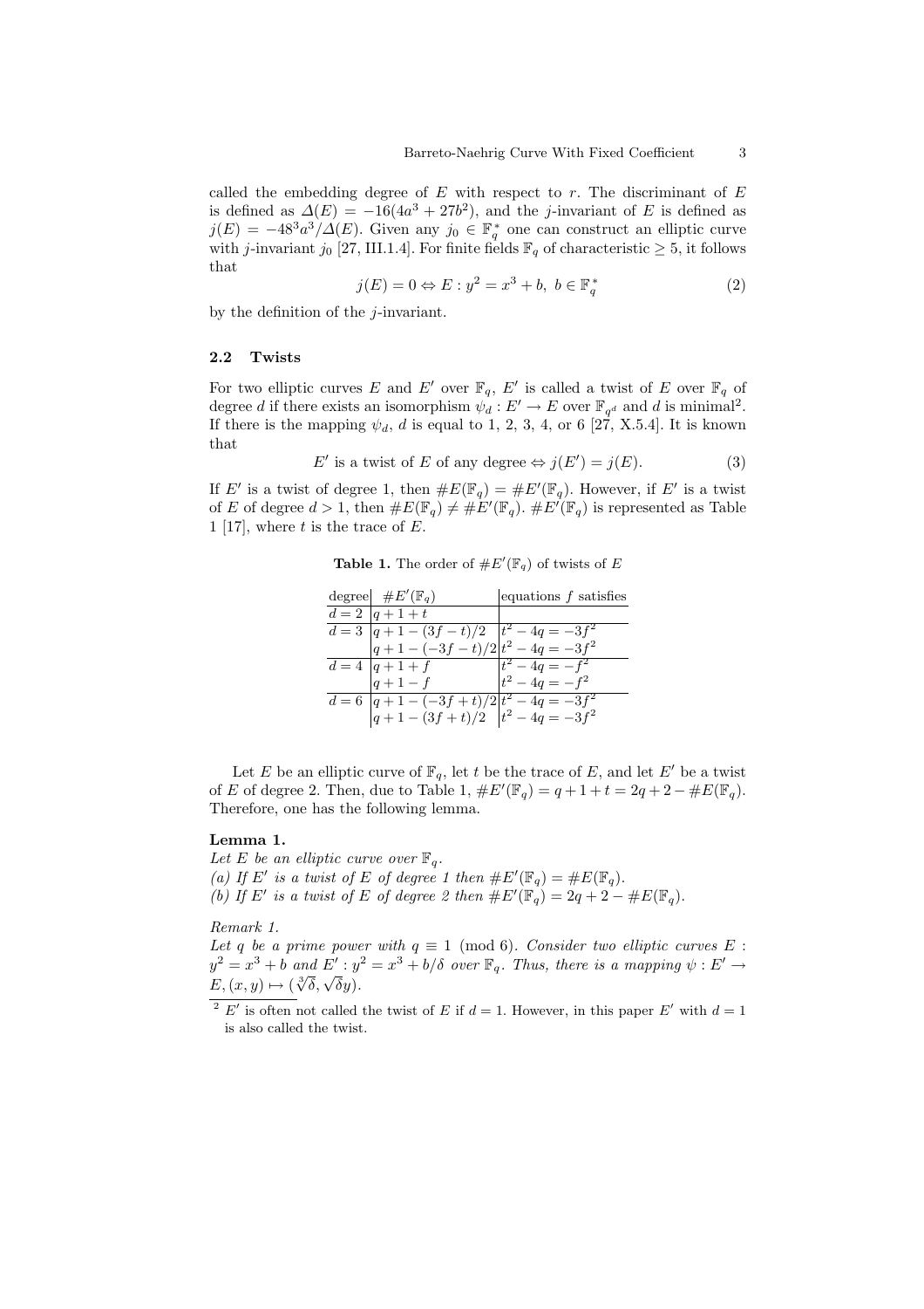called the embedding degree of $E$ with respect to $r$. The discriminant of $E$ is defined as $\Delta(E) = -16(4a^3 + 27b^2)$, and the $j$-invariant of $E$ is defined as $j(E) = -48^3a^3/\Delta(E)$. Given any $j_0 \in \mathbb{F}_q^*$ one can construct an elliptic curve with $j$-invariant $j_0$ [27, III.1.4]. For finite fields $\mathbb{F}_q$ of characteristic $\geq 5$, it follows that

$$j(E) = 0 \Leftrightarrow E : y^2 = x^3 + b,\ b \in \mathbb{F}_q^* \tag{2}$$

by the definition of the $j$-invariant.

### 2.2 Twists

For two elliptic curves $E$ and $E'$ over $\mathbb{F}_q$, $E'$ is called a twist of $E$ over $\mathbb{F}_q$ of degree $d$ if there exists an isomorphism $\psi_d : E' \to E$ over $\mathbb{F}_{q^d}$ and $d$ is minimal[2]. If there is the mapping $\psi_d$, $d$ is equal to 1, 2, 3, 4, or 6 [27, X.5.4]. It is known that

$$E' \text{ is a twist of } E \text{ of any degree} \Leftrightarrow j(E') = j(E). \tag{3}$$

If $E'$ is a twist of degree 1, then $\#E(\mathbb{F}_q) = \#E'(\mathbb{F}_q)$. However, if $E'$ is a twist of $E$ of degree $d > 1$, then $\#E(\mathbb{F}_q) \neq \#E'(\mathbb{F}_q)$. $\#E'(\mathbb{F}_q)$ is represented as Table 1 [17], where $t$ is the trace of $E$.

**Table 1.** The order of $\#E'(\mathbb{F}_q)$ of twists of $E$

| degree | $\#E'(\mathbb{F}_q)$ | equations $f$ satisfies |
|---|---|---|
| $d = 2$ | $q + 1 + t$ | |
| $d = 3$ | $q + 1 - (3f - t)/2$ | $t^2 - 4q = -3f^2$ |
| | $q + 1 - (-3f - t)/2$ | $t^2 - 4q = -3f^2$ |
| $d = 4$ | $q + 1 + f$ | $t^2 - 4q = -f^2$ |
| | $q + 1 - f$ | $t^2 - 4q = -f^2$ |
| $d = 6$ | $q + 1 - (-3f + t)/2$ | $t^2 - 4q = -3f^2$ |
| | $q + 1 - (3f + t)/2$ | $t^2 - 4q = -3f^2$ |

Let $E$ be an elliptic curve of $\mathbb{F}_q$, let $t$ be the trace of $E$, and let $E'$ be a twist of $E$ of degree 2. Then, due to Table 1, $\#E'(\mathbb{F}_q) = q + 1 + t = 2q + 2 - \#E(\mathbb{F}_q)$. Therefore, one has the following lemma.

**Lemma 1.**
*Let $E$ be an elliptic curve over $\mathbb{F}_q$.*
*(a) If $E'$ is a twist of $E$ of degree 1 then $\#E'(\mathbb{F}_q) = \#E(\mathbb{F}_q)$.*
*(b) If $E'$ is a twist of $E$ of degree 2 then $\#E'(\mathbb{F}_q) = 2q + 2 - \#E(\mathbb{F}_q)$.*

*Remark 1.*
*Let $q$ be a prime power with $q \equiv 1 \pmod 6$. Consider two elliptic curves $E : y^2 = x^3 + b$ and $E' : y^2 = x^3 + b/\delta$ over $\mathbb{F}_q$. Thus, there is a mapping $\psi : E' \to E, (x, y) \mapsto (\sqrt[3]{\delta}, \sqrt{\delta}y)$.*

[2] $E'$ is often not called the twist of $E$ if $d = 1$. However, in this paper $E'$ with $d = 1$ is also called the twist.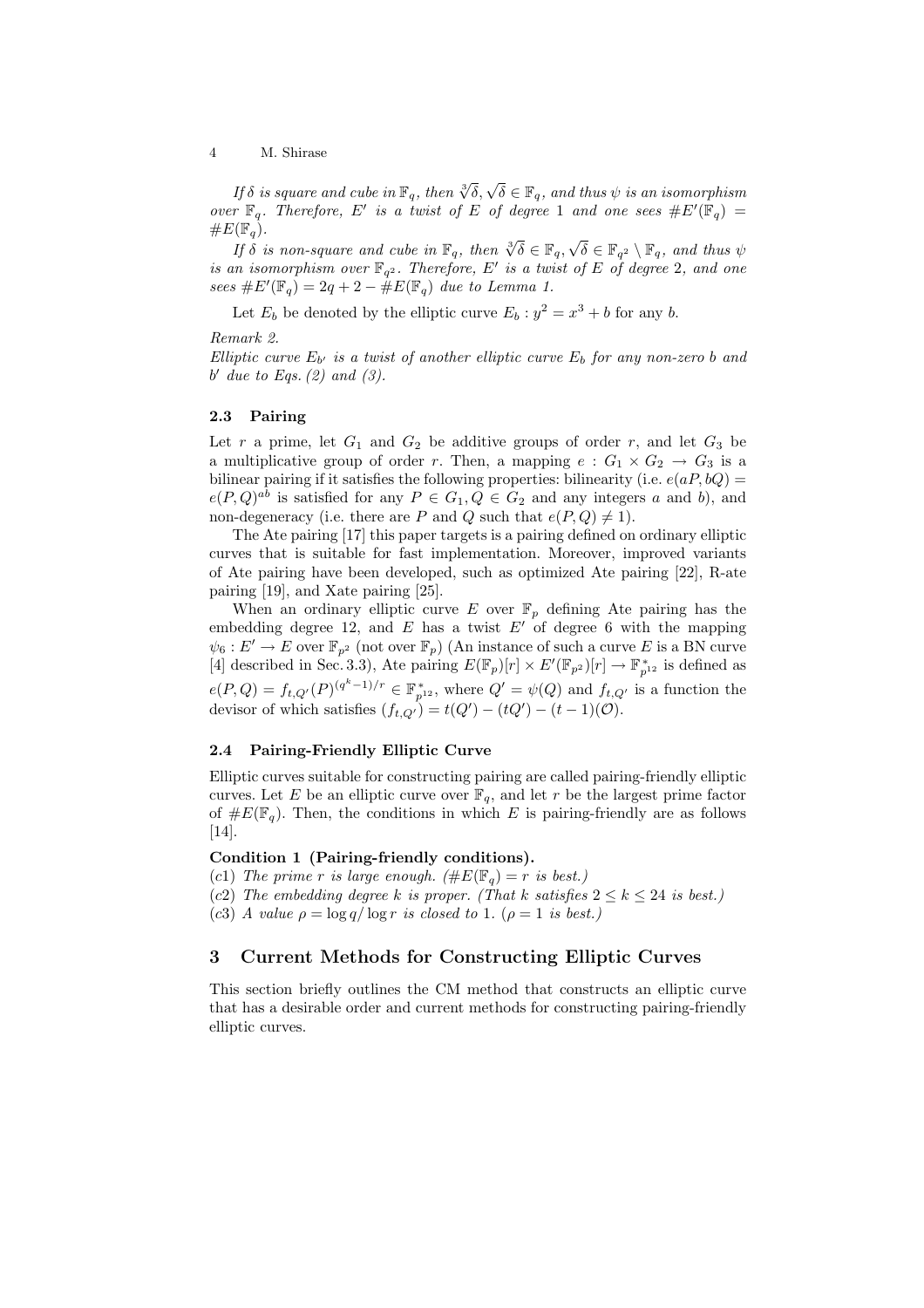*If $\delta$ is square and cube in $\mathbb{F}_q$, then $\sqrt[3]{\delta}, \sqrt{\delta} \in \mathbb{F}_q$, and thus $\psi$ is an isomorphism over $\mathbb{F}_q$. Therefore, $E'$ is a twist of $E$ of degree 1 and one sees $\#E'(\mathbb{F}_q) = \#E(\mathbb{F}_q)$.*

*If $\delta$ is non-square and cube in $\mathbb{F}_q$, then $\sqrt[3]{\delta} \in \mathbb{F}_q, \sqrt{\delta} \in \mathbb{F}_{q^2} \setminus \mathbb{F}_q$, and thus $\psi$ is an isomorphism over $\mathbb{F}_{q^2}$. Therefore, $E'$ is a twist of $E$ of degree 2, and one sees $\#E'(\mathbb{F}_q) = 2q + 2 - \#E(\mathbb{F}_q)$ due to Lemma 1.*

Let $E_b$ be denoted by the elliptic curve $E_b : y^2 = x^3 + b$ for any $b$.

*Remark 2.*
*Elliptic curve $E_{b'}$ is a twist of another elliptic curve $E_b$ for any non-zero $b$ and $b'$ due to Eqs. (2) and (3).*

### 2.3 Pairing

Let $r$ a prime, let $G_1$ and $G_2$ be additive groups of order $r$, and let $G_3$ be a multiplicative group of order $r$. Then, a mapping $e : G_1 \times G_2 \rightarrow G_3$ is a bilinear pairing if it satisfies the following properties: bilinearity (i.e. $e(aP, bQ) = e(P, Q)^{ab}$ is satisfied for any $P \in G_1, Q \in G_2$ and any integers $a$ and $b$), and non-degeneracy (i.e. there are $P$ and $Q$ such that $e(P, Q) \neq 1$).

The Ate pairing [17] this paper targets is a pairing defined on ordinary elliptic curves that is suitable for fast implementation. Moreover, improved variants of Ate pairing have been developed, such as optimized Ate pairing [22], R-ate pairing [19], and Xate pairing [25].

When an ordinary elliptic curve $E$ over $\mathbb{F}_p$ defining Ate pairing has the embedding degree 12, and $E$ has a twist $E'$ of degree 6 with the mapping $\psi_6 : E' \rightarrow E$ over $\mathbb{F}_{p^2}$ (not over $\mathbb{F}_p$) (An instance of such a curve $E$ is a BN curve [4] described in Sec. 3.3), Ate pairing $E(\mathbb{F}_p)[r] \times E'(\mathbb{F}_{p^2})[r] \rightarrow \mathbb{F}^*_{p^{12}}$ is defined as $e(P, Q) = f_{t,Q'}(P)^{(q^k-1)/r} \in \mathbb{F}^*_{p^{12}}$, where $Q' = \psi(Q)$ and $f_{t,Q'}$ is a function the divisor of which satisfies $(f_{t,Q'}) = t(Q') - (tQ') - (t-1)(\mathcal{O})$.

### 2.4 Pairing-Friendly Elliptic Curve

Elliptic curves suitable for constructing pairing are called pairing-friendly elliptic curves. Let $E$ be an elliptic curve over $\mathbb{F}_q$, and let $r$ be the largest prime factor of $\#E(\mathbb{F}_q)$. Then, the conditions in which $E$ is pairing-friendly are as follows [14].

**Condition 1 (Pairing-friendly conditions).**
(c1) *The prime $r$ is large enough. ($\#E(\mathbb{F}_q) = r$ is best.)*
(c2) *The embedding degree $k$ is proper. (That $k$ satisfies $2 \leq k \leq 24$ is best.)*
(c3) *A value $\rho = \log q / \log r$ is closed to 1. ($\rho = 1$ is best.)*

## 3 Current Methods for Constructing Elliptic Curves

This section briefly outlines the CM method that constructs an elliptic curve that has a desirable order and current methods for constructing pairing-friendly elliptic curves.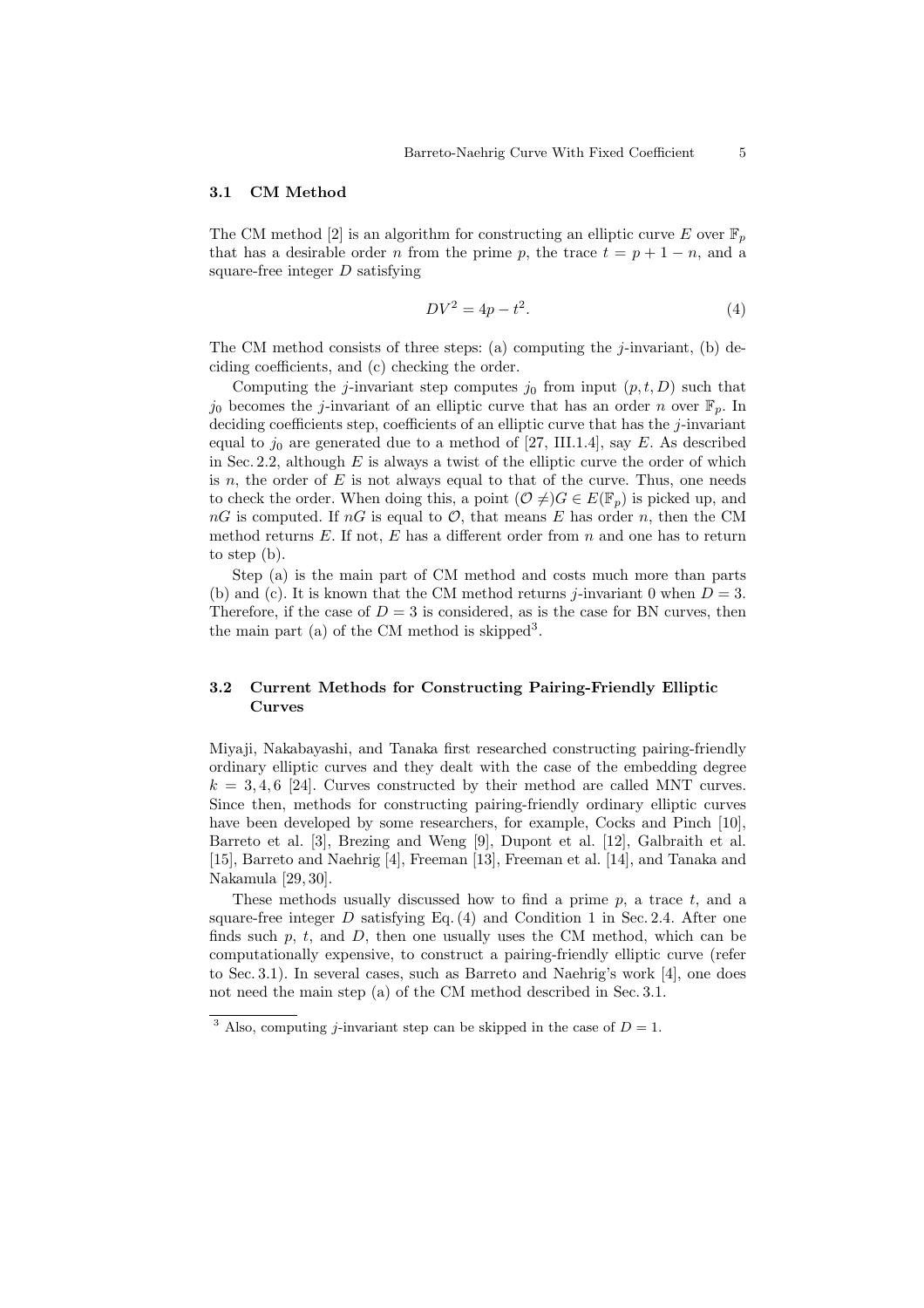### 3.1 CM Method

The CM method [2] is an algorithm for constructing an elliptic curve $E$ over $\mathbb{F}_p$ that has a desirable order $n$ from the prime $p$, the trace $t = p + 1 - n$, and a square-free integer $D$ satisfying

$$DV^2 = 4p - t^2. \tag{4}$$

The CM method consists of three steps: (a) computing the $j$-invariant, (b) deciding coefficients, and (c) checking the order.

Computing the $j$-invariant step computes $j_0$ from input $(p, t, D)$ such that $j_0$ becomes the $j$-invariant of an elliptic curve that has an order $n$ over $\mathbb{F}_p$. In deciding coefficients step, coefficients of an elliptic curve that has the $j$-invariant equal to $j_0$ are generated due to a method of [27, III.1.4], say $E$. As described in Sec. 2.2, although $E$ is always a twist of the elliptic curve the order of which is $n$, the order of $E$ is not always equal to that of the curve. Thus, one needs to check the order. When doing this, a point $(\mathcal{O} \neq) G \in E(\mathbb{F}_p)$ is picked up, and $nG$ is computed. If $nG$ is equal to $\mathcal{O}$, that means $E$ has order $n$, then the CM method returns $E$. If not, $E$ has a different order from $n$ and one has to return to step (b).

Step (a) is the main part of CM method and costs much more than parts (b) and (c). It is known that the CM method returns $j$-invariant 0 when $D = 3$. Therefore, if the case of $D = 3$ is considered, as is the case for BN curves, then the main part (a) of the CM method is skipped[3].

### 3.2 Current Methods for Constructing Pairing-Friendly Elliptic Curves

Miyaji, Nakabayashi, and Tanaka first researched constructing pairing-friendly ordinary elliptic curves and they dealt with the case of the embedding degree $k = 3, 4, 6$ [24]. Curves constructed by their method are called MNT curves. Since then, methods for constructing pairing-friendly ordinary elliptic curves have been developed by some researchers, for example, Cocks and Pinch [10], Barreto et al. [3], Brezing and Weng [9], Dupont et al. [12], Galbraith et al. [15], Barreto and Naehrig [4], Freeman [13], Freeman et al. [14], and Tanaka and Nakamula [29, 30].

These methods usually discussed how to find a prime $p$, a trace $t$, and a square-free integer $D$ satisfying Eq. (4) and Condition 1 in Sec. 2.4. After one finds such $p$, $t$, and $D$, then one usually uses the CM method, which can be computationally expensive, to construct a pairing-friendly elliptic curve (refer to Sec. 3.1). In several cases, such as Barreto and Naehrig's work [4], one does not need the main step (a) of the CM method described in Sec. 3.1.

[3] Also, computing $j$-invariant step can be skipped in the case of $D = 1$.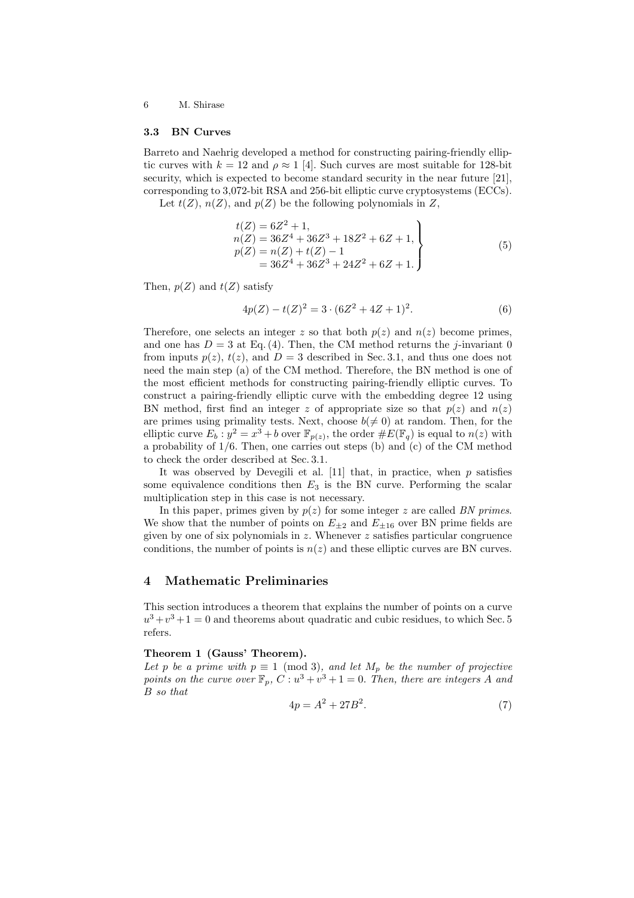### 3.3 BN Curves

Barreto and Naehrig developed a method for constructing pairing-friendly elliptic curves with $k = 12$ and $\rho \approx 1$ [4]. Such curves are most suitable for 128-bit security, which is expected to become standard security in the near future [21], corresponding to 3,072-bit RSA and 256-bit elliptic curve cryptosystems (ECCs).

Let $t(Z)$, $n(Z)$, and $p(Z)$ be the following polynomials in $Z$,

$$\left.\begin{aligned} t(Z) &= 6Z^2 + 1, \\ n(Z) &= 36Z^4 + 36Z^3 + 18Z^2 + 6Z + 1, \\ p(Z) &= n(Z) + t(Z) - 1 \\ &= 36Z^4 + 36Z^3 + 24Z^2 + 6Z + 1. \end{aligned}\right\} \tag{5}$$

Then, $p(Z)$ and $t(Z)$ satisfy

$$4p(Z) - t(Z)^2 = 3 \cdot (6Z^2 + 4Z + 1)^2. \tag{6}$$

Therefore, one selects an integer $z$ so that both $p(z)$ and $n(z)$ become primes, and one has $D = 3$ at Eq. (4). Then, the CM method returns the $j$-invariant 0 from inputs $p(z)$, $t(z)$, and $D = 3$ described in Sec. 3.1, and thus one does not need the main step (a) of the CM method. Therefore, the BN method is one of the most efficient methods for constructing pairing-friendly elliptic curves. To construct a pairing-friendly elliptic curve with the embedding degree 12 using BN method, first find an integer $z$ of appropriate size so that $p(z)$ and $n(z)$ are primes using primality tests. Next, choose $b(\neq 0)$ at random. Then, for the elliptic curve $E_b : y^2 = x^3 + b$ over $\mathbb{F}_{p(z)}$, the order $\#E(\mathbb{F}_q)$ is equal to $n(z)$ with a probability of 1/6. Then, one carries out steps (b) and (c) of the CM method to check the order described at Sec. 3.1.

It was observed by Devegili et al. [11] that, in practice, when $p$ satisfies some equivalence conditions then $E_3$ is the BN curve. Performing the scalar multiplication step in this case is not necessary.

In this paper, primes given by $p(z)$ for some integer $z$ are called *BN primes*. We show that the number of points on $E_{\pm 2}$ and $E_{\pm 16}$ over BN prime fields are given by one of six polynomials in $z$. Whenever $z$ satisfies particular congruence conditions, the number of points is $n(z)$ and these elliptic curves are BN curves.

## 4 Mathematic Preliminaries

This section introduces a theorem that explains the number of points on a curve $u^3 + v^3 + 1 = 0$ and theorems about quadratic and cubic residues, to which Sec. 5 refers.

**Theorem 1 (Gauss' Theorem).**
*Let $p$ be a prime with $p \equiv 1 \pmod 3$, and let $M_p$ be the number of projective points on the curve over $\mathbb{F}_p$, $C : u^3 + v^3 + 1 = 0$. Then, there are integers $A$ and $B$ so that*

$$4p = A^2 + 27B^2. \tag{7}$$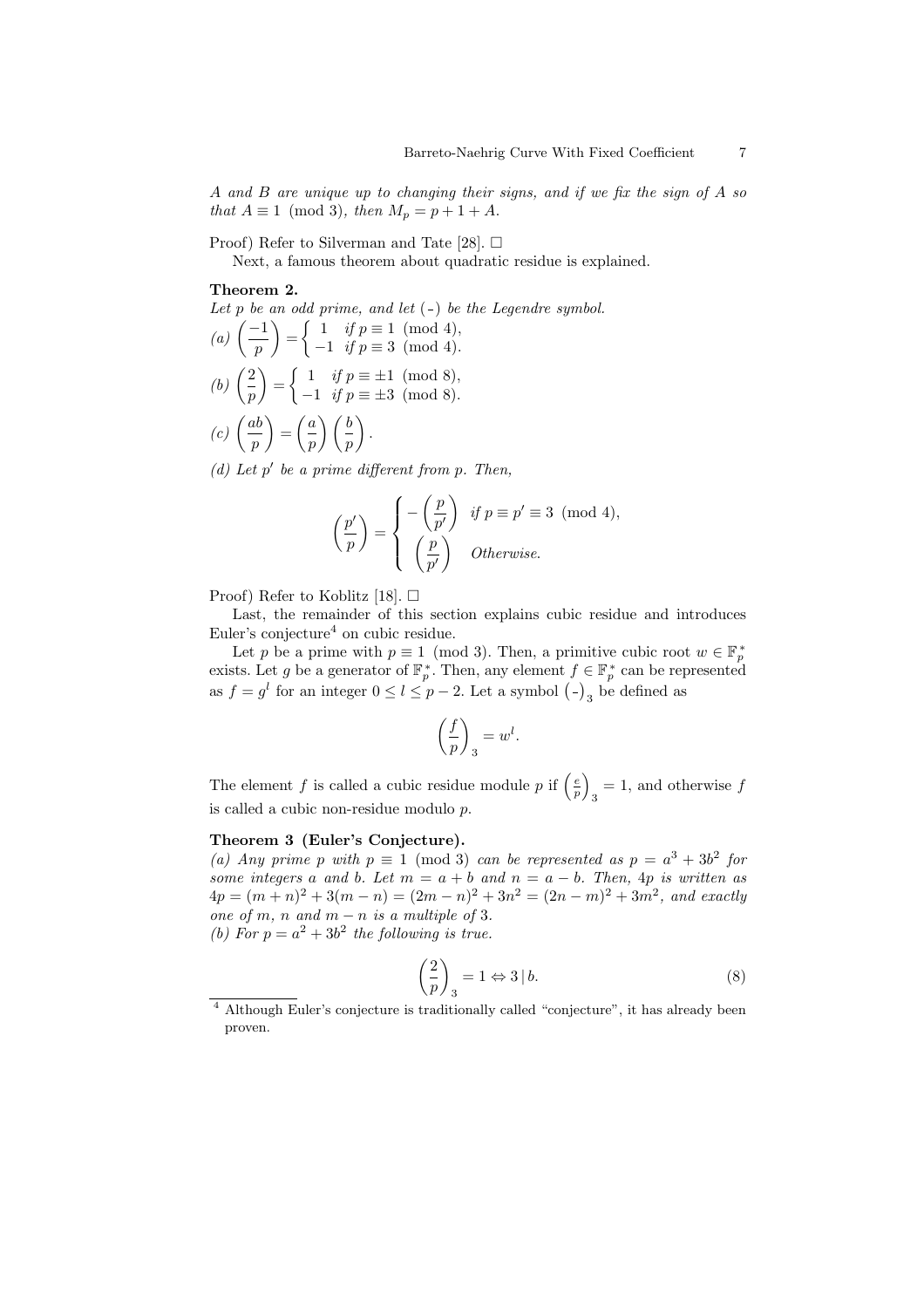*A and B are unique up to changing their signs, and if we fix the sign of A so that $A \equiv 1 \pmod 3$, then $M_p = p + 1 + A$.*

Proof) Refer to Silverman and Tate [28]. □

Next, a famous theorem about quadratic residue is explained.

**Theorem 2.**
*Let p be an odd prime, and let $(\text{-})$ be the Legendre symbol.*

*(a)* $\left(\dfrac{-1}{p}\right) = \begin{cases} 1 & \text{if } p \equiv 1 \pmod 4, \\ -1 & \text{if } p \equiv 3 \pmod 4. \end{cases}$

*(b)* $\left(\dfrac{2}{p}\right) = \begin{cases} 1 & \text{if } p \equiv \pm 1 \pmod 8, \\ -1 & \text{if } p \equiv \pm 3 \pmod 8. \end{cases}$

*(c)* $\left(\dfrac{ab}{p}\right) = \left(\dfrac{a}{p}\right)\left(\dfrac{b}{p}\right)$.

*(d) Let $p'$ be a prime different from $p$. Then,*

$$\left(\frac{p'}{p}\right) = \begin{cases} -\left(\dfrac{p}{p'}\right) & \text{if } p \equiv p' \equiv 3 \pmod 4, \\ \left(\dfrac{p}{p'}\right) & \text{Otherwise.} \end{cases}$$

Proof) Refer to Koblitz [18]. □

Last, the remainder of this section explains cubic residue and introduces Euler's conjecture[4] on cubic residue.

Let $p$ be a prime with $p \equiv 1 \pmod 3$. Then, a primitive cubic root $w \in \mathbb{F}_p^*$ exists. Let $g$ be a generator of $\mathbb{F}_p^*$. Then, any element $f \in \mathbb{F}_p^*$ can be represented as $f = g^l$ for an integer $0 \leq l \leq p-2$. Let a symbol $(\text{-})_3$ be defined as

$$\left(\frac{f}{p}\right)_3 = w^l.$$

The element $f$ is called a cubic residue module $p$ if $\left(\frac{e}{p}\right)_3 = 1$, and otherwise $f$ is called a cubic non-residue modulo $p$.

**Theorem 3 (Euler's Conjecture).**
*(a) Any prime $p$ with $p \equiv 1 \pmod 3$ can be represented as $p = a^3 + 3b^2$ for some integers $a$ and $b$. Let $m = a + b$ and $n = a - b$. Then, $4p$ is written as $4p = (m+n)^2 + 3(m-n) = (2m-n)^2 + 3n^2 = (2n-m)^2 + 3m^2$, and exactly one of $m$, $n$ and $m - n$ is a multiple of 3.*
*(b) For $p = a^2 + 3b^2$ the following is true.*

$$\left(\frac{2}{p}\right)_3 = 1 \Leftrightarrow 3 \mid b. \tag{8}$$

[4] Although Euler's conjecture is traditionally called "conjecture", it has already been proven.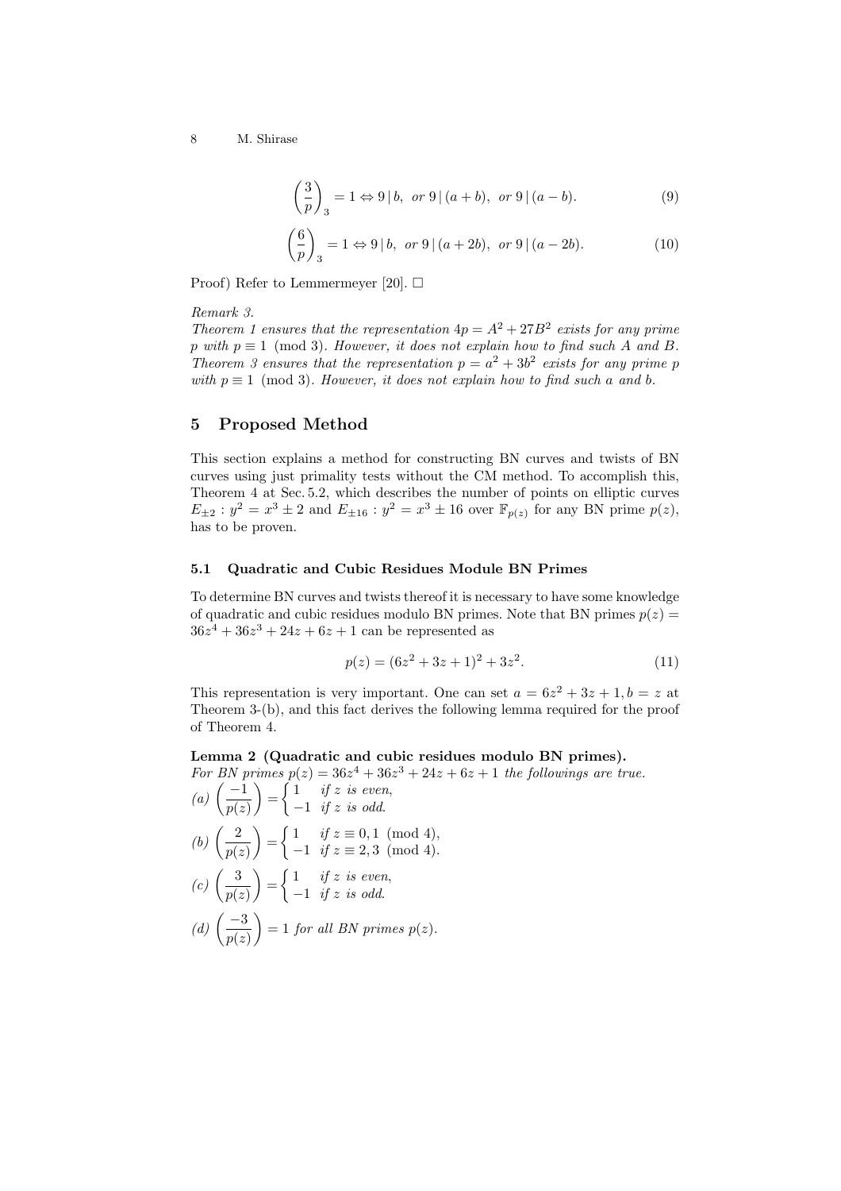$$\left(\frac{3}{p}\right)_3 = 1 \Leftrightarrow 9 \,|\, b, \;\; or\; 9 \,|\, (a+b), \;\; or\; 9 \,|\, (a-b). \tag{9}$$

$$\left(\frac{6}{p}\right)_3 = 1 \Leftrightarrow 9 \,|\, b, \;\; or\; 9 \,|\, (a+2b), \;\; or\; 9 \,|\, (a-2b). \tag{10}$$

Proof) Refer to Lemmermeyer [20]. □

*Remark 3.*
*Theorem 1 ensures that the representation $4p = A^2 + 27B^2$ exists for any prime $p$ with $p \equiv 1 \pmod 3$. However, it does not explain how to find such $A$ and $B$. Theorem 3 ensures that the representation $p = a^2 + 3b^2$ exists for any prime $p$ with $p \equiv 1 \pmod 3$. However, it does not explain how to find such $a$ and $b$.*

## 5 Proposed Method

This section explains a method for constructing BN curves and twists of BN curves using just primality tests without the CM method. To accomplish this, Theorem 4 at Sec. 5.2, which describes the number of points on elliptic curves $E_{\pm 2} : y^2 = x^3 \pm 2$ and $E_{\pm 16} : y^2 = x^3 \pm 16$ over $\mathbb{F}_{p(z)}$ for any BN prime $p(z)$, has to be proven.

### 5.1 Quadratic and Cubic Residues Module BN Primes

To determine BN curves and twists thereof it is necessary to have some knowledge of quadratic and cubic residues modulo BN primes. Note that BN primes $p(z) = 36z^4 + 36z^3 + 24z + 6z + 1$ can be represented as

$$p(z) = (6z^2 + 3z + 1)^2 + 3z^2. \tag{11}$$

This representation is very important. One can set $a = 6z^2 + 3z + 1, b = z$ at Theorem 3-(b), and this fact derives the following lemma required for the proof of Theorem 4.

**Lemma 2 (Quadratic and cubic residues modulo BN primes).**
*For BN primes $p(z) = 36z^4 + 36z^3 + 24z + 6z + 1$ the followings are true.*

*(a)* $\left(\frac{-1}{p(z)}\right) = \begin{cases} 1 & \text{if } z \text{ is even,} \\ -1 & \text{if } z \text{ is odd.} \end{cases}$

*(b)* $\left(\frac{2}{p(z)}\right) = \begin{cases} 1 & \text{if } z \equiv 0, 1 \pmod 4, \\ -1 & \text{if } z \equiv 2, 3 \pmod 4. \end{cases}$

*(c)* $\left(\frac{3}{p(z)}\right) = \begin{cases} 1 & \text{if } z \text{ is even,} \\ -1 & \text{if } z \text{ is odd.} \end{cases}$

*(d)* $\left(\frac{-3}{p(z)}\right) = 1$ *for all BN primes $p(z)$.*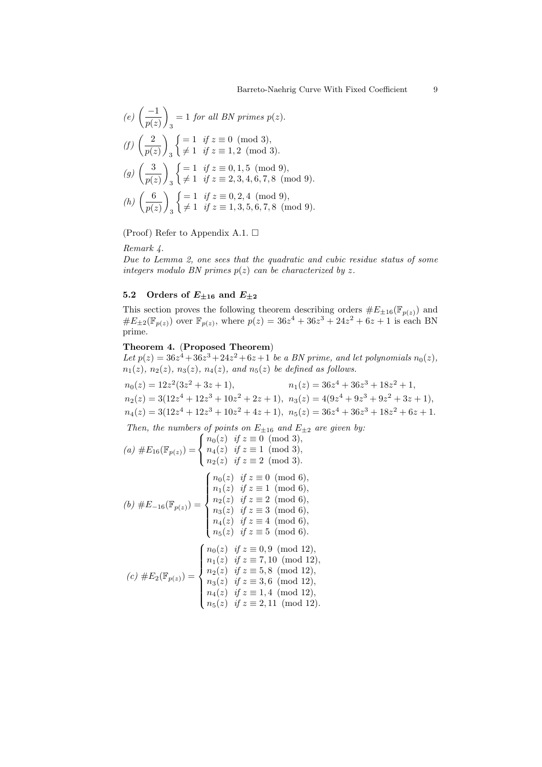(e) $\left(\dfrac{-1}{p(z)}\right)_3 = 1$ *for all BN primes* $p(z)$.

(f) $\left(\dfrac{2}{p(z)}\right)_3 \begin{cases} = 1 & \text{if } z \equiv 0 \pmod 3, \\ \neq 1 & \text{if } z \equiv 1, 2 \pmod 3. \end{cases}$

(g) $\left(\dfrac{3}{p(z)}\right)_3 \begin{cases} = 1 & \text{if } z \equiv 0, 1, 5 \pmod 9, \\ \neq 1 & \text{if } z \equiv 2, 3, 4, 6, 7, 8 \pmod 9. \end{cases}$

(h) $\left(\dfrac{6}{p(z)}\right)_3 \begin{cases} = 1 & \text{if } z \equiv 0, 2, 4 \pmod 9, \\ \neq 1 & \text{if } z \equiv 1, 3, 5, 6, 7, 8 \pmod 9. \end{cases}$

(Proof) Refer to Appendix A.1. □

*Remark 4.*
*Due to Lemma 2, one sees that the quadratic and cubic residue status of some integers modulo BN primes $p(z)$ can be characterized by $z$.*

### 5.2 Orders of $E_{\pm 16}$ and $E_{\pm 2}$

This section proves the following theorem describing orders $\#E_{\pm 16}(\mathbb{F}_{p(z)})$ and $\#E_{\pm 2}(\mathbb{F}_{p(z)})$ over $\mathbb{F}_{p(z)}$, where $p(z) = 36z^4 + 36z^3 + 24z^2 + 6z + 1$ is each BN prime.

**Theorem 4.** (**Proposed Theorem**)
*Let $p(z) = 36z^4 + 36z^3 + 24z^2 + 6z + 1$ be a BN prime, and let polynomials $n_0(z)$, $n_1(z)$, $n_2(z)$, $n_3(z)$, $n_4(z)$, and $n_5(z)$ be defined as follows.*

$$n_0(z) = 12z^2(3z^2 + 3z + 1), \qquad n_1(z) = 36z^4 + 36z^3 + 18z^2 + 1,$$
$$n_2(z) = 3(12z^4 + 12z^3 + 10z^2 + 2z + 1), \quad n_3(z) = 4(9z^4 + 9z^3 + 9z^2 + 3z + 1),$$
$$n_4(z) = 3(12z^4 + 12z^3 + 10z^2 + 4z + 1), \quad n_5(z) = 36z^4 + 36z^3 + 18z^2 + 6z + 1.$$

*Then, the numbers of points on $E_{16}$ and $E_{\pm 2}$ are given by:*

(a) $\#E_{16}(\mathbb{F}_{p(z)}) = \begin{cases} n_0(z) & \text{if } z \equiv 0 \pmod 3, \\ n_4(z) & \text{if } z \equiv 1 \pmod 3, \\ n_2(z) & \text{if } z \equiv 2 \pmod 3. \end{cases}$

(b) $\#E_{-16}(\mathbb{F}_{p(z)}) = \begin{cases} n_0(z) & \text{if } z \equiv 0 \pmod 6, \\ n_1(z) & \text{if } z \equiv 1 \pmod 6, \\ n_2(z) & \text{if } z \equiv 2 \pmod 6, \\ n_3(z) & \text{if } z \equiv 3 \pmod 6, \\ n_4(z) & \text{if } z \equiv 4 \pmod 6, \\ n_5(z) & \text{if } z \equiv 5 \pmod 6. \end{cases}$

(c) $\#E_{2}(\mathbb{F}_{p(z)}) = \begin{cases} n_0(z) & \text{if } z \equiv 0, 9 \pmod{12}, \\ n_1(z) & \text{if } z \equiv 7, 10 \pmod{12}, \\ n_2(z) & \text{if } z \equiv 5, 8 \pmod{12}, \\ n_3(z) & \text{if } z \equiv 3, 6 \pmod{12}, \\ n_4(z) & \text{if } z \equiv 1, 4 \pmod{12}, \\ n_5(z) & \text{if } z \equiv 2, 11 \pmod{12}. \end{cases}$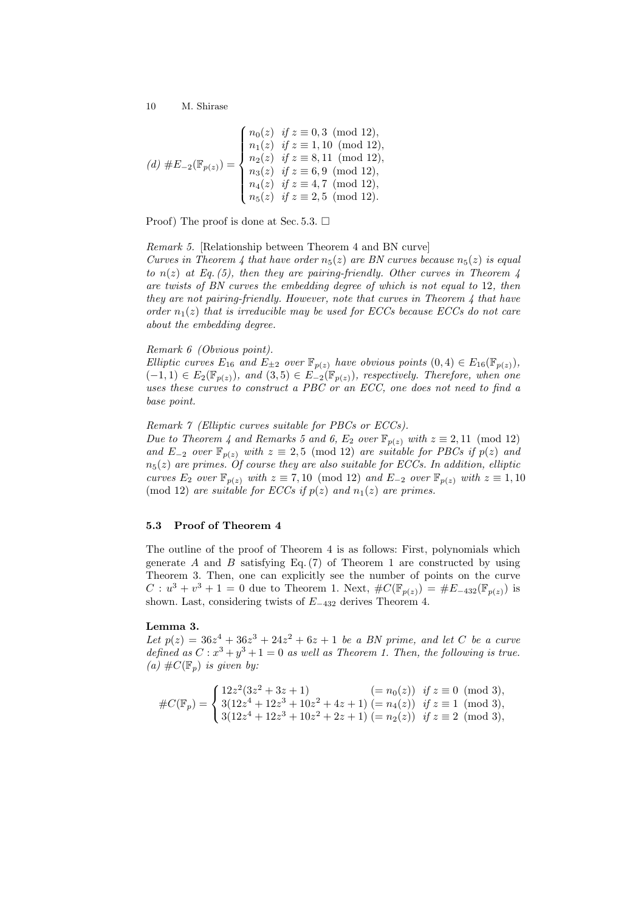(d) $\#E_{-2}(\mathbb{F}_{p(z)}) = \begin{cases} n_0(z) & \text{if } z \equiv 0, 3 \pmod{12}, \\ n_1(z) & \text{if } z \equiv 1, 10 \pmod{12}, \\ n_2(z) & \text{if } z \equiv 8, 11 \pmod{12}, \\ n_3(z) & \text{if } z \equiv 6, 9 \pmod{12}, \\ n_4(z) & \text{if } z \equiv 4, 7 \pmod{12}, \\ n_5(z) & \text{if } z \equiv 2, 5 \pmod{12}. \end{cases}$

Proof) The proof is done at Sec. 5.3. □

*Remark 5.* [Relationship between Theorem 4 and BN curve]
*Curves in Theorem 4 that have order $n_5(z)$ are BN curves because $n_5(z)$ is equal to $n(z)$ at Eq. (5), then they are pairing-friendly. Other curves in Theorem 4 are twists of BN curves the embedding degree of which is not equal to 12, then they are not pairing-friendly. However, note that curves in Theorem 4 that have order $n_1(z)$ that is irreducible may be used for ECCs because ECCs do not care about the embedding degree.*

*Remark 6 (Obvious point).*
*Elliptic curves $E_{16}$ and $E_{\pm 2}$ over $\mathbb{F}_{p(z)}$ have obvious points $(0, 4) \in E_{16}(\mathbb{F}_{p(z)})$, $(-1, 1) \in E_2(\mathbb{F}_{p(z)})$, and $(3, 5) \in E_{-2}(\mathbb{F}_{p(z)})$, respectively. Therefore, when one uses these curves to construct a PBC or an ECC, one does not need to find a base point.*

*Remark 7 (Elliptic curves suitable for PBCs or ECCs).*
*Due to Theorem 4 and Remarks 5 and 6, $E_2$ over $\mathbb{F}_{p(z)}$ with $z \equiv 2, 11 \pmod{12}$ and $E_{-2}$ over $\mathbb{F}_{p(z)}$ with $z \equiv 2, 5 \pmod{12}$ are suitable for PBCs if $p(z)$ and $n_5(z)$ are primes. Of course they are also suitable for ECCs. In addition, elliptic curves $E_2$ over $\mathbb{F}_{p(z)}$ with $z \equiv 7, 10 \pmod{12}$ and $E_{-2}$ over $\mathbb{F}_{p(z)}$ with $z \equiv 1, 10 \pmod{12}$ are suitable for ECCs if $p(z)$ and $n_1(z)$ are primes.*

### 5.3 Proof of Theorem 4

The outline of the proof of Theorem 4 is as follows: First, polynomials which generate $A$ and $B$ satisfying Eq. (7) of Theorem 1 are constructed by using Theorem 3. Then, one can explicitly see the number of points on the curve $C : u^3 + v^3 + 1 = 0$ due to Theorem 1. Next, $\#C(\mathbb{F}_{p(z)}) = \#E_{-432}(\mathbb{F}_{p(z)})$ is shown. Last, considering twists of $E_{-432}$ derives Theorem 4.

**Lemma 3.**
*Let $p(z) = 36z^4 + 36z^3 + 24z^2 + 6z + 1$ be a BN prime, and let $C$ be a curve defined as $C : x^3 + y^3 + 1 = 0$ as well as Theorem 1. Then, the following is true.*
*(a) $\#C(\mathbb{F}_p)$ is given by:*

$$\#C(\mathbb{F}_p) = \begin{cases} 12z^2(3z^2 + 3z + 1) & (= n_0(z)) \quad \text{if } z \equiv 0 \pmod{3}, \\ 3(12z^4 + 12z^3 + 10z^2 + 4z + 1) & (= n_4(z)) \quad \text{if } z \equiv 1 \pmod{3}, \\ 3(12z^4 + 12z^3 + 10z^2 + 2z + 1) & (= n_2(z)) \quad \text{if } z \equiv 2 \pmod{3}, \end{cases}$$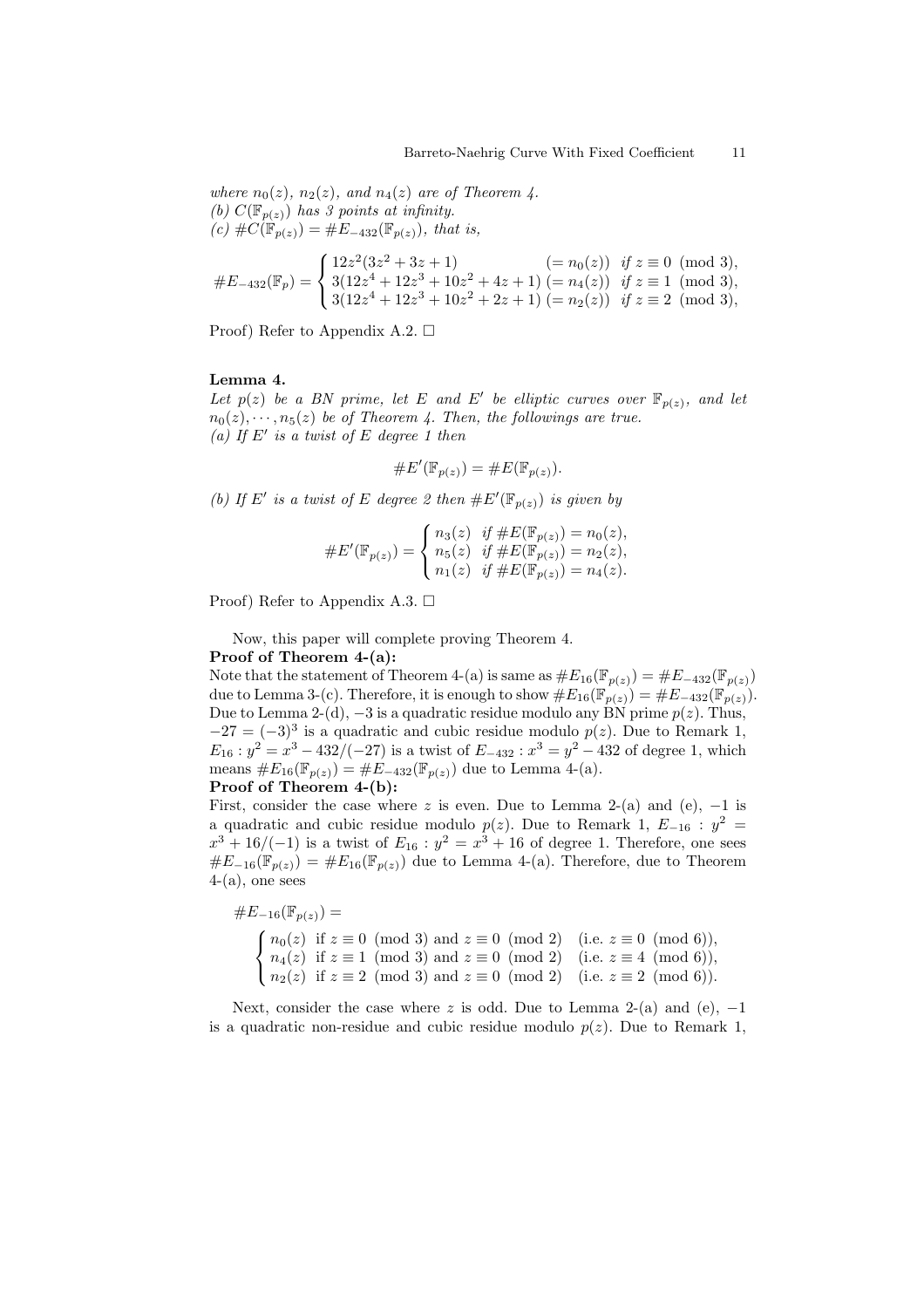*where $n_0(z)$, $n_2(z)$, and $n_4(z)$ are of Theorem 4.*
*(b) $C(\mathbb{F}_{p(z)})$ has 3 points at infinity.*
*(c) $\#C(\mathbb{F}_{p(z)}) = \#E_{-432}(\mathbb{F}_{p(z)})$, that is,*

$$\#E_{-432}(\mathbb{F}_p) = \begin{cases} 12z^2(3z^2+3z+1) & (= n_0(z)) \;\; \text{if } z \equiv 0 \pmod 3, \\ 3(12z^4+12z^3+10z^2+4z+1) & (= n_4(z)) \;\; \text{if } z \equiv 1 \pmod 3, \\ 3(12z^4+12z^3+10z^2+2z+1) & (= n_2(z)) \;\; \text{if } z \equiv 2 \pmod 3, \end{cases}$$

Proof) Refer to Appendix A.2. □

**Lemma 4.**
*Let $p(z)$ be a BN prime, let $E$ and $E'$ be elliptic curves over $\mathbb{F}_{p(z)}$, and let $n_0(z), \cdots, n_5(z)$ be of Theorem 4. Then, the followings are true.*
*(a) If $E'$ is a twist of $E$ degree 1 then*

$$\#E'(\mathbb{F}_{p(z)}) = \#E(\mathbb{F}_{p(z)}).$$

*(b) If $E'$ is a twist of $E$ degree 2 then $\#E'(\mathbb{F}_{p(z)})$ is given by*

$$\#E'(\mathbb{F}_{p(z)}) = \begin{cases} n_3(z) & \text{if } \#E(\mathbb{F}_{p(z)}) = n_0(z), \\ n_5(z) & \text{if } \#E(\mathbb{F}_{p(z)}) = n_2(z), \\ n_1(z) & \text{if } \#E(\mathbb{F}_{p(z)}) = n_4(z). \end{cases}$$

Proof) Refer to Appendix A.3. □

Now, this paper will complete proving Theorem 4.

**Proof of Theorem 4-(a):**
Note that the statement of Theorem 4-(a) is same as $\#E_{16}(\mathbb{F}_{p(z)}) = \#E_{-432}(\mathbb{F}_{p(z)})$ due to Lemma 3-(c). Therefore, it is enough to show $\#E_{16}(\mathbb{F}_{p(z)}) = \#E_{-432}(\mathbb{F}_{p(z)})$. Due to Lemma 2-(d), $-3$ is a quadratic residue modulo any BN prime $p(z)$. Thus, $-27 = (-3)^3$ is a quadratic and cubic residue modulo $p(z)$. Due to Remark 1, $E_{16} : y^2 = x^3 - 432/(-27)$ is a twist of $E_{-432} : x^3 = y^2 - 432$ of degree 1, which means $\#E_{16}(\mathbb{F}_{p(z)}) = \#E_{-432}(\mathbb{F}_{p(z)})$ due to Lemma 4-(a).

**Proof of Theorem 4-(b):**
First, consider the case where $z$ is even. Due to Lemma 2-(a) and (e), $-1$ is a quadratic and cubic residue modulo $p(z)$. Due to Remark 1, $E_{-16} : y^2 = x^3 + 16/(-1)$ is a twist of $E_{16} : y^2 = x^3 + 16$ of degree 1. Therefore, one sees $\#E_{-16}(\mathbb{F}_{p(z)}) = \#E_{16}(\mathbb{F}_{p(z)})$ due to Lemma 4-(a). Therefore, due to Theorem 4-(a), one sees

$$\#E_{-16}(\mathbb{F}_{p(z)}) =$$

$$\begin{cases} n_0(z) & \text{if } z \equiv 0 \pmod 3 \text{ and } z \equiv 0 \pmod 2 \quad (\text{i.e. } z \equiv 0 \pmod 6), \\ n_4(z) & \text{if } z \equiv 1 \pmod 3 \text{ and } z \equiv 0 \pmod 2 \quad (\text{i.e. } z \equiv 4 \pmod 6), \\ n_2(z) & \text{if } z \equiv 2 \pmod 3 \text{ and } z \equiv 0 \pmod 2 \quad (\text{i.e. } z \equiv 2 \pmod 6). \end{cases}$$

Next, consider the case where $z$ is odd. Due to Lemma 2-(a) and (e), $-1$ is a quadratic non-residue and cubic residue modulo $p(z)$. Due to Remark 1,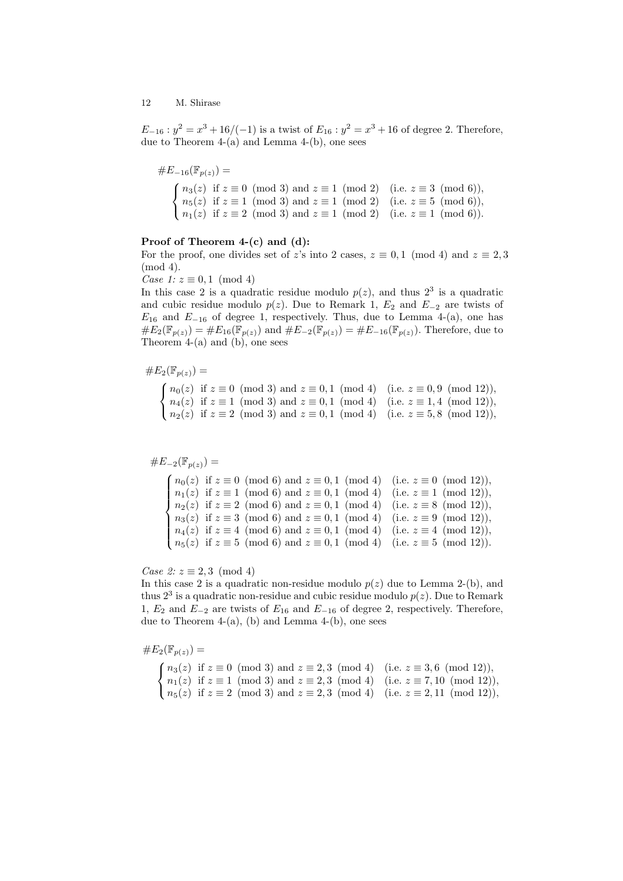$E_{-16} : y^2 = x^3 + 16/(-1)$ is a twist of $E_{16} : y^2 = x^3 + 16$ of degree 2. Therefore, due to Theorem 4-(a) and Lemma 4-(b), one sees

$$\#E_{-16}(\mathbb{F}_{p(z)}) = \begin{cases} n_3(z) & \text{if } z \equiv 0 \pmod 3 \text{ and } z \equiv 1 \pmod 2 \quad (\text{i.e. } z \equiv 3 \pmod 6)), \\ n_5(z) & \text{if } z \equiv 1 \pmod 3 \text{ and } z \equiv 1 \pmod 2 \quad (\text{i.e. } z \equiv 5 \pmod 6)), \\ n_1(z) & \text{if } z \equiv 2 \pmod 3 \text{ and } z \equiv 1 \pmod 2 \quad (\text{i.e. } z \equiv 1 \pmod 6)). \end{cases}$$

**Proof of Theorem 4-(c) and (d):**
For the proof, one divides set of $z$'s into 2 cases, $z \equiv 0, 1 \pmod 4$ and $z \equiv 2, 3 \pmod 4$.

*Case 1: $z \equiv 0, 1 \pmod 4$*
In this case 2 is a quadratic residue modulo $p(z)$, and thus $2^3$ is a quadratic and cubic residue modulo $p(z)$. Due to Remark 1, $E_2$ and $E_{-2}$ are twists of $E_{16}$ and $E_{-16}$ of degree 1, respectively. Thus, due to Lemma 4-(a), one has $\#E_2(\mathbb{F}_{p(z)}) = \#E_{16}(\mathbb{F}_{p(z)})$ and $\#E_{-2}(\mathbb{F}_{p(z)}) = \#E_{-16}(\mathbb{F}_{p(z)})$. Therefore, due to Theorem 4-(a) and (b), one sees

$$\#E_2(\mathbb{F}_{p(z)}) = \begin{cases} n_0(z) & \text{if } z \equiv 0 \pmod 3 \text{ and } z \equiv 0, 1 \pmod 4 \quad (\text{i.e. } z \equiv 0, 9 \pmod{12})), \\ n_4(z) & \text{if } z \equiv 1 \pmod 3 \text{ and } z \equiv 0, 1 \pmod 4 \quad (\text{i.e. } z \equiv 1, 4 \pmod{12})), \\ n_2(z) & \text{if } z \equiv 2 \pmod 3 \text{ and } z \equiv 0, 1 \pmod 4 \quad (\text{i.e. } z \equiv 5, 8 \pmod{12})), \end{cases}$$

$$\#E_{-2}(\mathbb{F}_{p(z)}) = \begin{cases} n_0(z) & \text{if } z \equiv 0 \pmod 6 \text{ and } z \equiv 0, 1 \pmod 4 \quad (\text{i.e. } z \equiv 0 \pmod{12})), \\ n_1(z) & \text{if } z \equiv 1 \pmod 6 \text{ and } z \equiv 0, 1 \pmod 4 \quad (\text{i.e. } z \equiv 1 \pmod{12})), \\ n_2(z) & \text{if } z \equiv 2 \pmod 6 \text{ and } z \equiv 0, 1 \pmod 4 \quad (\text{i.e. } z \equiv 8 \pmod{12})), \\ n_3(z) & \text{if } z \equiv 3 \pmod 6 \text{ and } z \equiv 0, 1 \pmod 4 \quad (\text{i.e. } z \equiv 9 \pmod{12})), \\ n_4(z) & \text{if } z \equiv 4 \pmod 6 \text{ and } z \equiv 0, 1 \pmod 4 \quad (\text{i.e. } z \equiv 4 \pmod{12})), \\ n_5(z) & \text{if } z \equiv 5 \pmod 6 \text{ and } z \equiv 0, 1 \pmod 4 \quad (\text{i.e. } z \equiv 5 \pmod{12})). \end{cases}$$

*Case 2: $z \equiv 2, 3 \pmod 4$*
In this case 2 is a quadratic non-residue modulo $p(z)$ due to Lemma 2-(b), and thus $2^3$ is a quadratic non-residue and cubic residue modulo $p(z)$. Due to Remark 1, $E_2$ and $E_{-2}$ are twists of $E_{16}$ and $E_{-16}$ of degree 2, respectively. Therefore, due to Theorem 4-(a), (b) and Lemma 4-(b), one sees

$$\#E_2(\mathbb{F}_{p(z)}) = \begin{cases} n_3(z) & \text{if } z \equiv 0 \pmod 3 \text{ and } z \equiv 2, 3 \pmod 4 \quad (\text{i.e. } z \equiv 3, 6 \pmod{12})), \\ n_1(z) & \text{if } z \equiv 1 \pmod 3 \text{ and } z \equiv 2, 3 \pmod 4 \quad (\text{i.e. } z \equiv 7, 10 \pmod{12})), \\ n_5(z) & \text{if } z \equiv 2 \pmod 3 \text{ and } z \equiv 2, 3 \pmod 4 \quad (\text{i.e. } z \equiv 2, 11 \pmod{12})), \end{cases}$$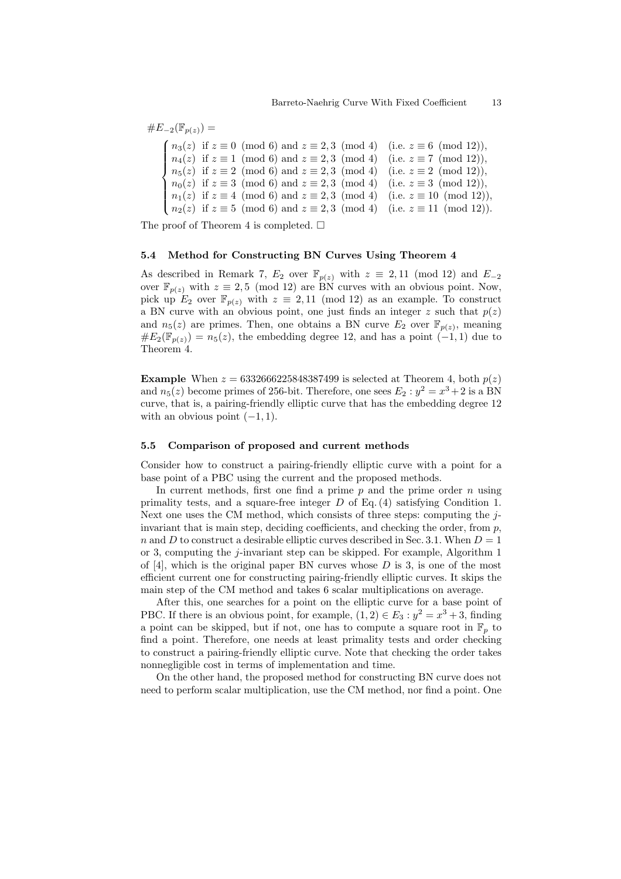$$\#E_{-2}(\mathbb{F}_{p(z)}) =$$

$$\begin{cases} n_3(z) & \text{if } z \equiv 0 \pmod 6 \text{ and } z \equiv 2,3 \pmod 4 \quad (\text{i.e. } z \equiv 6 \pmod{12}), \\ n_4(z) & \text{if } z \equiv 1 \pmod 6 \text{ and } z \equiv 2,3 \pmod 4 \quad (\text{i.e. } z \equiv 7 \pmod{12}), \\ n_5(z) & \text{if } z \equiv 2 \pmod 6 \text{ and } z \equiv 2,3 \pmod 4 \quad (\text{i.e. } z \equiv 2 \pmod{12}), \\ n_0(z) & \text{if } z \equiv 3 \pmod 6 \text{ and } z \equiv 2,3 \pmod 4 \quad (\text{i.e. } z \equiv 3 \pmod{12}), \\ n_1(z) & \text{if } z \equiv 4 \pmod 6 \text{ and } z \equiv 2,3 \pmod 4 \quad (\text{i.e. } z \equiv 10 \pmod{12}), \\ n_2(z) & \text{if } z \equiv 5 \pmod 6 \text{ and } z \equiv 2,3 \pmod 4 \quad (\text{i.e. } z \equiv 11 \pmod{12}). \end{cases}$$

The proof of Theorem 4 is completed. □

### 5.4 Method for Constructing BN Curves Using Theorem 4

As described in Remark 7, $E_2$ over $\mathbb{F}_{p(z)}$ with $z \equiv 2, 11 \pmod{12}$ and $E_{-2}$ over $\mathbb{F}_{p(z)}$ with $z \equiv 2, 5 \pmod{12}$ are BN curves with an obvious point. Now, pick up $E_2$ over $\mathbb{F}_{p(z)}$ with $z \equiv 2, 11 \pmod{12}$ as an example. To construct a BN curve with an obvious point, one just finds an integer $z$ such that $p(z)$ and $n_5(z)$ are primes. Then, one obtains a BN curve $E_2$ over $\mathbb{F}_{p(z)}$, meaning $\#E_2(\mathbb{F}_{p(z)}) = n_5(z)$, the embedding degree 12, and has a point $(-1, 1)$ due to Theorem 4.

**Example** When $z = 6332666225848387499$ is selected at Theorem 4, both $p(z)$ and $n_5(z)$ become primes of 256-bit. Therefore, one sees $E_2 : y^2 = x^3 + 2$ is a BN curve, that is, a pairing-friendly elliptic curve that has the embedding degree 12 with an obvious point $(-1, 1)$.

### 5.5 Comparison of proposed and current methods

Consider how to construct a pairing-friendly elliptic curve with a point for a base point of a PBC using the current and the proposed methods.

In current methods, first one find a prime $p$ and the prime order $n$ using primality tests, and a square-free integer $D$ of Eq. (4) satisfying Condition 1. Next one uses the CM method, which consists of three steps: computing the $j$-invariant that is main step, deciding coefficients, and checking the order, from $p$, $n$ and $D$ to construct a desirable elliptic curves described in Sec. 3.1. When $D = 1$ or 3, computing the $j$-invariant step can be skipped. For example, Algorithm 1 of [4], which is the original paper BN curves whose $D$ is 3, is one of the most efficient current one for constructing pairing-friendly elliptic curves. It skips the main step of the CM method and takes 6 scalar multiplications on average.

After this, one searches for a point on the elliptic curve for a base point of PBC. If there is an obvious point, for example, $(1, 2) \in E_3 : y^2 = x^3 + 3$, finding a point can be skipped, but if not, one has to compute a square root in $\mathbb{F}_p$ to find a point. Therefore, one needs at least primality tests and order checking to construct a pairing-friendly elliptic curve. Note that checking the order takes nonnegligible cost in terms of implementation and time.

On the other hand, the proposed method for constructing BN curve does not need to perform scalar multiplication, use the CM method, nor find a point. One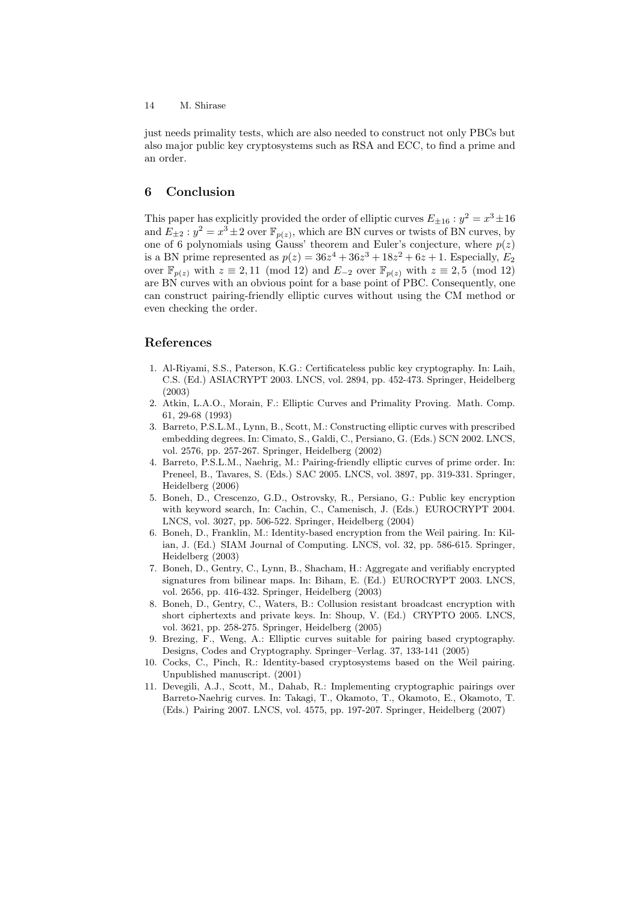just needs primality tests, which are also needed to construct not only PBCs but also major public key cryptosystems such as RSA and ECC, to find a prime and an order.

## 6 Conclusion

This paper has explicitly provided the order of elliptic curves $E_{\pm 16} : y^2 = x^3 \pm 16$ and $E_{\pm 2} : y^2 = x^3 \pm 2$ over $\mathbb{F}_{p(z)}$, which are BN curves or twists of BN curves, by one of 6 polynomials using Gauss' theorem and Euler's conjecture, where $p(z)$ is a BN prime represented as $p(z) = 36z^4 + 36z^3 + 18z^2 + 6z + 1$. Especially, $E_2$ over $\mathbb{F}_{p(z)}$ with $z \equiv 2, 11 \pmod{12}$ and $E_{-2}$ over $\mathbb{F}_{p(z)}$ with $z \equiv 2, 5 \pmod{12}$ are BN curves with an obvious point for a base point of PBC. Consequently, one can construct pairing-friendly elliptic curves without using the CM method or even checking the order.

## References

1. Al-Riyami, S.S., Paterson, K.G.: Certificateless public key cryptography. In: Laih, C.S. (Ed.) ASIACRYPT 2003. LNCS, vol. 2894, pp. 452-473. Springer, Heidelberg (2003)
2. Atkin, L.A.O., Morain, F.: Elliptic Curves and Primality Proving. Math. Comp. 61, 29-68 (1993)
3. Barreto, P.S.L.M., Lynn, B., Scott, M.: Constructing elliptic curves with prescribed embedding degrees. In: Cimato, S., Galdi, C., Persiano, G. (Eds.) SCN 2002. LNCS, vol. 2576, pp. 257-267. Springer, Heidelberg (2002)
4. Barreto, P.S.L.M., Naehrig, M.: Pairing-friendly elliptic curves of prime order. In: Preneel, B., Tavares, S. (Eds.) SAC 2005. LNCS, vol. 3897, pp. 319-331. Springer, Heidelberg (2006)
5. Boneh, D., Crescenzo, G.D., Ostrovsky, R., Persiano, G.: Public key encryption with keyword search, In: Cachin, C., Camenisch, J. (Eds.) EUROCRYPT 2004. LNCS, vol. 3027, pp. 506-522. Springer, Heidelberg (2004)
6. Boneh, D., Franklin, M.: Identity-based encryption from the Weil pairing. In: Kilian, J. (Ed.) SIAM Journal of Computing. LNCS, vol. 32, pp. 586-615. Springer, Heidelberg (2003)
7. Boneh, D., Gentry, C., Lynn, B., Shacham, H.: Aggregate and verifiably encrypted signatures from bilinear maps. In: Biham, E. (Ed.) EUROCRYPT 2003. LNCS, vol. 2656, pp. 416-432. Springer, Heidelberg (2003)
8. Boneh, D., Gentry, C., Waters, B.: Collusion resistant broadcast encryption with short ciphertexts and private keys. In: Shoup, V. (Ed.) CRYPTO 2005. LNCS, vol. 3621, pp. 258-275. Springer, Heidelberg (2005)
9. Brezing, F., Weng, A.: Elliptic curves suitable for pairing based cryptography. Designs, Codes and Cryptography. Springer–Verlag. 37, 133-141 (2005)
10. Cocks, C., Pinch, R.: Identity-based cryptosystems based on the Weil pairing. Unpublished manuscript. (2001)
11. Devegili, A.J., Scott, M., Dahab, R.: Implementing cryptographic pairings over Barreto-Naehrig curves. In: Takagi, T., Okamoto, T., Okamoto, E., Okamoto, T. (Eds.) Pairing 2007. LNCS, vol. 4575, pp. 197-207. Springer, Heidelberg (2007)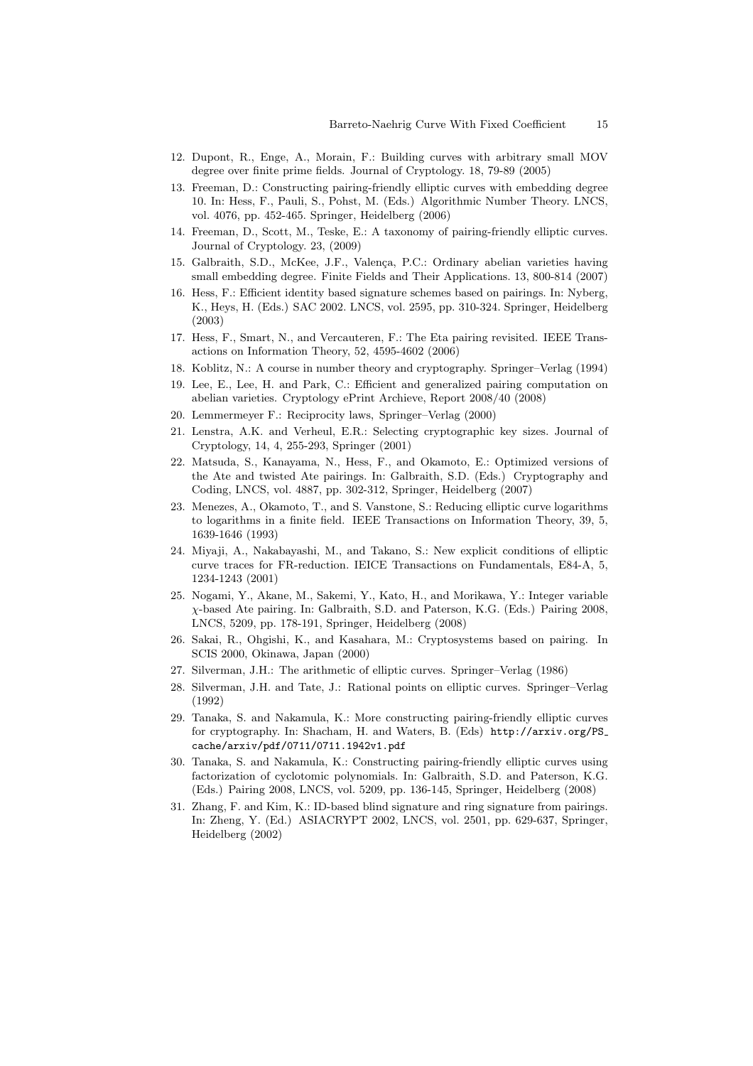12. Dupont, R., Enge, A., Morain, F.: Building curves with arbitrary small MOV degree over finite prime fields. Journal of Cryptology. 18, 79-89 (2005)
13. Freeman, D.: Constructing pairing-friendly elliptic curves with embedding degree 10. In: Hess, F., Pauli, S., Pohst, M. (Eds.) Algorithmic Number Theory. LNCS, vol. 4076, pp. 452-465. Springer, Heidelberg (2006)
14. Freeman, D., Scott, M., Teske, E.: A taxonomy of pairing-friendly elliptic curves. Journal of Cryptology. 23, (2009)
15. Galbraith, S.D., McKee, J.F., Valença, P.C.: Ordinary abelian varieties having small embedding degree. Finite Fields and Their Applications. 13, 800-814 (2007)
16. Hess, F.: Efficient identity based signature schemes based on pairings. In: Nyberg, K., Heys, H. (Eds.) SAC 2002. LNCS, vol. 2595, pp. 310-324. Springer, Heidelberg (2003)
17. Hess, F., Smart, N., and Vercauteren, F.: The Eta pairing revisited. IEEE Transactions on Information Theory, 52, 4595-4602 (2006)
18. Koblitz, N.: A course in number theory and cryptography. Springer–Verlag (1994)
19. Lee, E., Lee, H. and Park, C.: Efficient and generalized pairing computation on abelian varieties. Cryptology ePrint Archieve, Report 2008/40 (2008)
20. Lemmermeyer F.: Reciprocity laws, Springer–Verlag (2000)
21. Lenstra, A.K. and Verheul, E.R.: Selecting cryptographic key sizes. Journal of Cryptology, 14, 4, 255-293, Springer (2001)
22. Matsuda, S., Kanayama, N., Hess, F., and Okamoto, E.: Optimized versions of the Ate and twisted Ate pairings. In: Galbraith, S.D. (Eds.) Cryptography and Coding, LNCS, vol. 4887, pp. 302-312, Springer, Heidelberg (2007)
23. Menezes, A., Okamoto, T., and S. Vanstone, S.: Reducing elliptic curve logarithms to logarithms in a finite field. IEEE Transactions on Information Theory, 39, 5, 1639-1646 (1993)
24. Miyaji, A., Nakabayashi, M., and Takano, S.: New explicit conditions of elliptic curve traces for FR-reduction. IEICE Transactions on Fundamentals, E84-A, 5, 1234-1243 (2001)
25. Nogami, Y., Akane, M., Sakemi, Y., Kato, H., and Morikawa, Y.: Integer variable $\chi$-based Ate pairing. In: Galbraith, S.D. and Paterson, K.G. (Eds.) Pairing 2008, LNCS, 5209, pp. 178-191, Springer, Heidelberg (2008)
26. Sakai, R., Ohgishi, K., and Kasahara, M.: Cryptosystems based on pairing. In SCIS 2000, Okinawa, Japan (2000)
27. Silverman, J.H.: The arithmetic of elliptic curves. Springer–Verlag (1986)
28. Silverman, J.H. and Tate, J.: Rational points on elliptic curves. Springer–Verlag (1992)
29. Tanaka, S. and Nakamula, K.: More constructing pairing-friendly elliptic curves for cryptography. In: Shacham, H. and Waters, B. (Eds) `http://arxiv.org/PS_cache/arxiv/pdf/0711/0711.1942v1.pdf`
30. Tanaka, S. and Nakamula, K.: Constructing pairing-friendly elliptic curves using factorization of cyclotomic polynomials. In: Galbraith, S.D. and Paterson, K.G. (Eds.) Pairing 2008, LNCS, vol. 5209, pp. 136-145, Springer, Heidelberg (2008)
31. Zhang, F. and Kim, K.: ID-based blind signature and ring signature from pairings. In: Zheng, Y. (Ed.) ASIACRYPT 2002, LNCS, vol. 2501, pp. 629-637, Springer, Heidelberg (2002)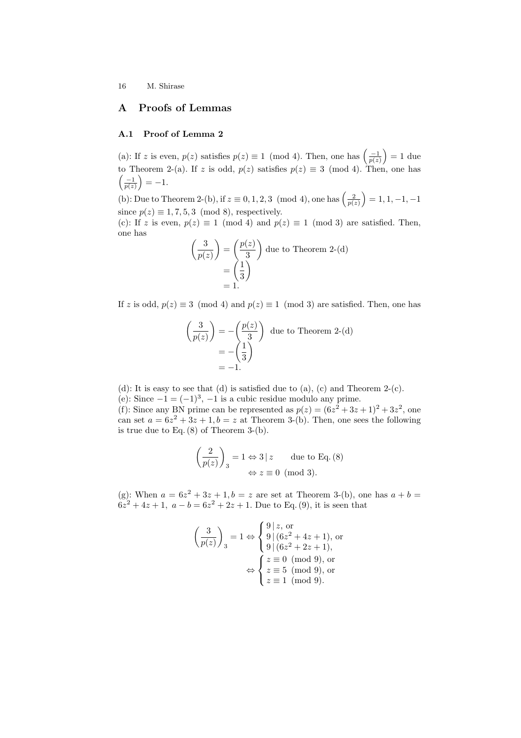# A Proofs of Lemmas

## A.1 Proof of Lemma 2

(a): If $z$ is even, $p(z)$ satisfies $p(z) \equiv 1 \pmod 4$. Then, one has $\left(\frac{-1}{p(z)}\right) = 1$ due to Theorem 2-(a). If $z$ is odd, $p(z)$ satisfies $p(z) \equiv 3 \pmod 4$. Then, one has $\left(\frac{-1}{p(z)}\right) = -1$.

(b): Due to Theorem 2-(b), if $z \equiv 0, 1, 2, 3 \pmod 4$, one has $\left(\frac{2}{p(z)}\right) = 1, 1, -1, -1$ since $p(z) \equiv 1, 7, 5, 3 \pmod 8$, respectively.

(c): If $z$ is even, $p(z) \equiv 1 \pmod 4$ and $p(z) \equiv 1 \pmod 3$ are satisfied. Then, one has

$$\begin{aligned}
\left(\frac{3}{p(z)}\right) &= \left(\frac{p(z)}{3}\right) \text{ due to Theorem 2-(d)} \\
&= \left(\frac{1}{3}\right) \\
&= 1.
\end{aligned}$$

If $z$ is odd, $p(z) \equiv 3 \pmod 4$ and $p(z) \equiv 1 \pmod 3$ are satisfied. Then, one has

$$\begin{aligned}
\left(\frac{3}{p(z)}\right) &= -\left(\frac{p(z)}{3}\right) \text{ due to Theorem 2-(d)} \\
&= -\left(\frac{1}{3}\right) \\
&= -1.
\end{aligned}$$

(d): It is easy to see that (d) is satisfied due to (a), (c) and Theorem 2-(c).

(e): Since $-1 = (-1)^3$, $-1$ is a cubic residue modulo any prime.

(f): Since any BN prime can be represented as $p(z) = (6z^2 + 3z + 1)^2 + 3z^2$, one can set $a = 6z^2 + 3z + 1, b = z$ at Theorem 3-(b). Then, one sees the following is true due to Eq. (8) of Theorem 3-(b).

$$\begin{aligned}
\left(\frac{2}{p(z)}\right)_3 = 1 &\Leftrightarrow 3 \mid z \qquad \text{due to Eq. (8)} \\
&\Leftrightarrow z \equiv 0 \pmod 3.
\end{aligned}$$

(g): When $a = 6z^2 + 3z + 1, b = z$ are set at Theorem 3-(b), one has $a + b = 6z^2 + 4z + 1,\ a - b = 6z^2 + 2z + 1$. Due to Eq. (9), it is seen that

$$\begin{aligned}
\left(\frac{3}{p(z)}\right)_3 = 1 &\Leftrightarrow \begin{cases} 9 \mid z, \text{ or} \\ 9 \mid (6z^2 + 4z + 1), \text{ or} \\ 9 \mid (6z^2 + 2z + 1), \end{cases} \\
&\Leftrightarrow \begin{cases} z \equiv 0 \pmod 9, \text{ or} \\ z \equiv 5 \pmod 9, \text{ or} \\ z \equiv 1 \pmod 9. \end{cases}
\end{aligned}$$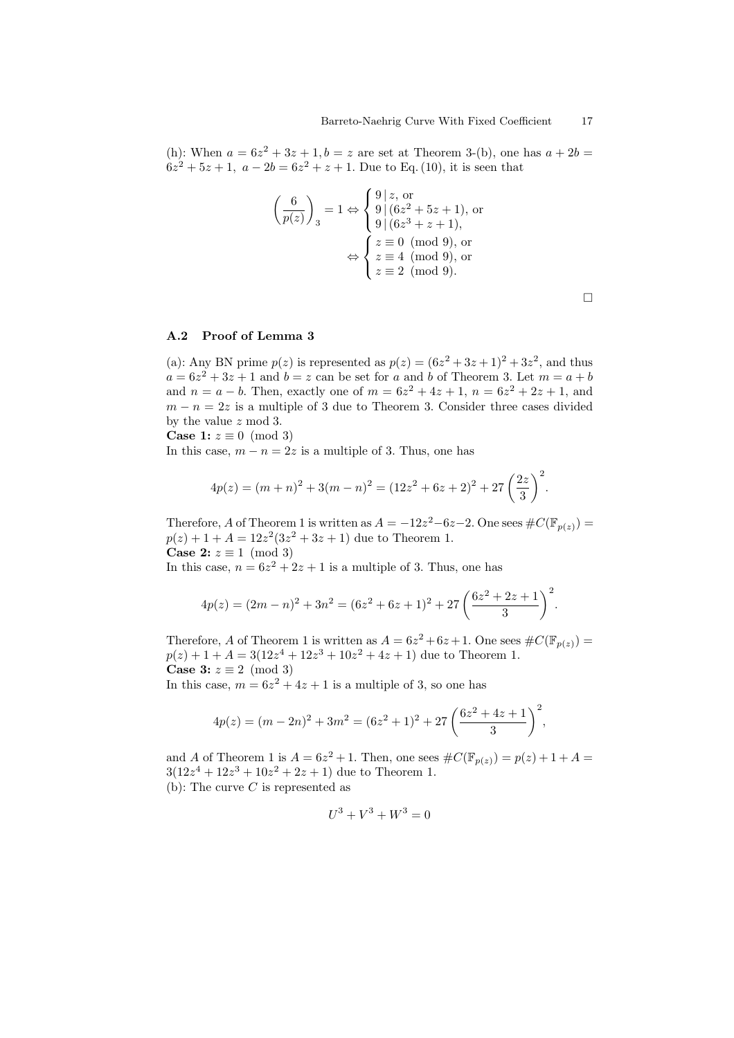(h): When $a = 6z^2 + 3z + 1, b = z$ are set at Theorem 3-(b), one has $a + 2b = 6z^2 + 5z + 1,\ a - 2b = 6z^2 + z + 1$. Due to Eq. (10), it is seen that

$$
\left(\frac{6}{p(z)}\right)_3 = 1 \Leftrightarrow \begin{cases} 9 \,|\, z, \text{ or} \\ 9 \,|\, (6z^2 + 5z + 1), \text{ or} \\ 9 \,|\, (6z^3 + z + 1), \end{cases}
\Leftrightarrow \begin{cases} z \equiv 0 \pmod 9, \text{ or} \\ z \equiv 4 \pmod 9, \text{ or} \\ z \equiv 2 \pmod 9). \end{cases}
$$

□

### A.2 Proof of Lemma 3

(a): Any BN prime $p(z)$ is represented as $p(z) = (6z^2 + 3z + 1)^2 + 3z^2$, and thus $a = 6z^2 + 3z + 1$ and $b = z$ can be set for $a$ and $b$ of Theorem 3. Let $m = a + b$ and $n = a - b$. Then, exactly one of $m = 6z^2 + 4z + 1$, $n = 6z^2 + 2z + 1$, and $m - n = 2z$ is a multiple of 3 due to Theorem 3. Consider three cases divided by the value $z \bmod 3$.

**Case 1:** $z \equiv 0 \pmod 3$

In this case, $m - n = 2z$ is a multiple of 3. Thus, one has

$$
4p(z) = (m + n)^2 + 3(m - n)^2 = (12z^2 + 6z + 2)^2 + 27\left(\frac{2z}{3}\right)^2.
$$

Therefore, $A$ of Theorem 1 is written as $A = -12z^2 - 6z - 2$. One sees $\#C(\mathbb{F}_{p(z)}) = p(z) + 1 + A = 12z^2(3z^2 + 3z + 1)$ due to Theorem 1.

**Case 2:** $z \equiv 1 \pmod 3$

In this case, $n = 6z^2 + 2z + 1$ is a multiple of 3. Thus, one has

$$
4p(z) = (2m - n)^2 + 3n^2 = (6z^2 + 6z + 1)^2 + 27\left(\frac{6z^2 + 2z + 1}{3}\right)^2.
$$

Therefore, $A$ of Theorem 1 is written as $A = 6z^2 + 6z + 1$. One sees $\#C(\mathbb{F}_{p(z)}) = p(z) + 1 + A = 3(12z^4 + 12z^3 + 10z^2 + 4z + 1)$ due to Theorem 1.

**Case 3:** $z \equiv 2 \pmod 3$

In this case, $m = 6z^2 + 4z + 1$ is a multiple of 3, so one has

$$
4p(z) = (m - 2n)^2 + 3m^2 = (6z^2 + 1)^2 + 27\left(\frac{6z^2 + 4z + 1}{3}\right)^2,
$$

and $A$ of Theorem 1 is $A = 6z^2 + 1$. Then, one sees $\#C(\mathbb{F}_{p(z)}) = p(z) + 1 + A = 3(12z^4 + 12z^3 + 10z^2 + 2z + 1)$ due to Theorem 1.

(b): The curve $C$ is represented as

$$
U^3 + V^3 + W^3 = 0
$$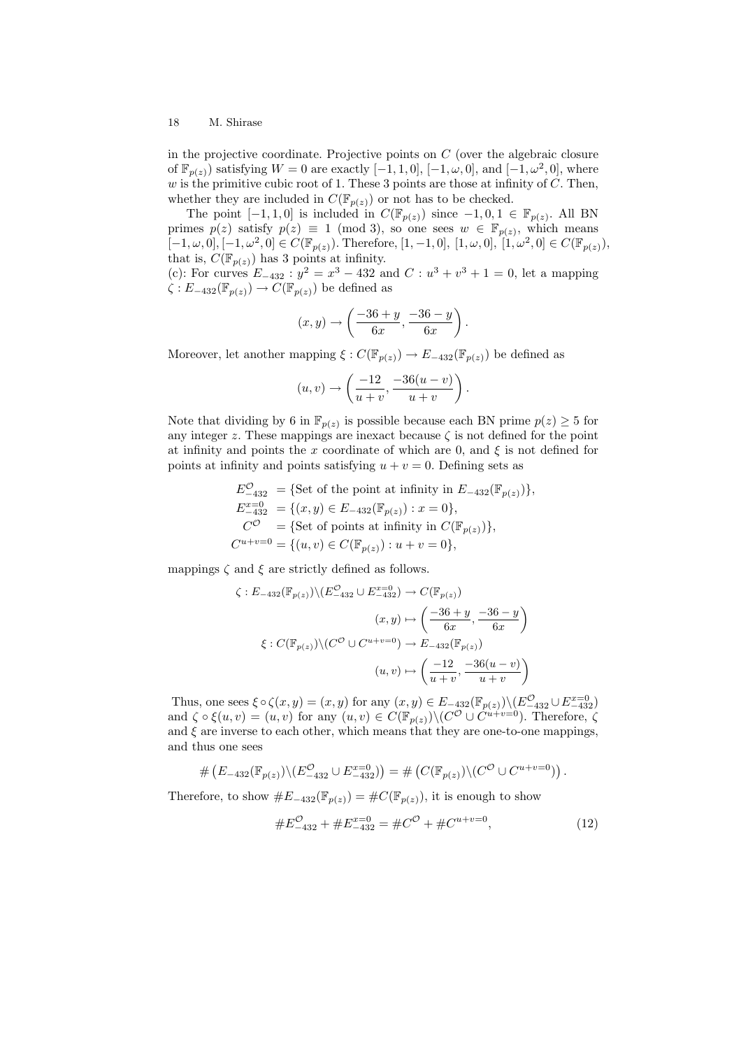in the projective coordinate. Projective points on $C$ (over the algebraic closure of $\mathbb{F}_{p(z)}$) satisfying $W = 0$ are exactly $[-1, 1, 0]$, $[-1, \omega, 0]$, and $[-1, \omega^2, 0]$, where $w$ is the primitive cubic root of 1. These 3 points are those at infinity of $C$. Then, whether they are included in $C(\mathbb{F}_{p(z)})$ or not has to be checked.

The point $[-1, 1, 0]$ is included in $C(\mathbb{F}_{p(z)})$ since $-1, 0, 1 \in \mathbb{F}_{p(z)}$. All BN primes $p(z)$ satisfy $p(z) \equiv 1 \pmod 3$, so one sees $w \in \mathbb{F}_{p(z)}$, which means $[-1, \omega, 0], [-1, \omega^2, 0] \in C(\mathbb{F}_{p(z)})$. Therefore, $[1, -1, 0]$, $[1, \omega, 0]$, $[1, \omega^2, 0] \in C(\mathbb{F}_{p(z)})$, that is, $C(\mathbb{F}_{p(z)})$ has 3 points at infinity.

(c): For curves $E_{-432} : y^2 = x^3 - 432$ and $C : u^3 + v^3 + 1 = 0$, let a mapping $\zeta : E_{-432}(\mathbb{F}_{p(z)}) \to C(\mathbb{F}_{p(z)})$ be defined as

$$(x, y) \to \left( \frac{-36 + y}{6x}, \frac{-36 - y}{6x} \right).$$

Moreover, let another mapping $\xi : C(\mathbb{F}_{p(z)}) \to E_{-432}(\mathbb{F}_{p(z)})$ be defined as

$$(u, v) \to \left( \frac{-12}{u + v}, \frac{-36(u - v)}{u + v} \right).$$

Note that dividing by 6 in $\mathbb{F}_{p(z)}$ is possible because each BN prime $p(z) \geq 5$ for any integer $z$. These mappings are inexact because $\zeta$ is not defined for the point at infinity and points the $x$ coordinate of which are 0, and $\xi$ is not defined for points at infinity and points satisfying $u + v = 0$. Defining sets as

$$\begin{aligned}
E_{-432}^{\mathcal{O}} &= \{\text{Set of the point at infinity in } E_{-432}(\mathbb{F}_{p(z)})\}, \\
E_{-432}^{x=0} &= \{(x, y) \in E_{-432}(\mathbb{F}_{p(z)}) : x = 0\}, \\
C^{\mathcal{O}} &= \{\text{Set of points at infinity in } C(\mathbb{F}_{p(z)})\}, \\
C^{u+v=0} &= \{(u, v) \in C(\mathbb{F}_{p(z)}) : u + v = 0\},
\end{aligned}$$

mappings $\zeta$ and $\xi$ are strictly defined as follows.

$$\begin{aligned}
\zeta : E_{-432}(\mathbb{F}_{p(z)}) \backslash (E_{-432}^{\mathcal{O}} \cup E_{-432}^{x=0}) &\to C(\mathbb{F}_{p(z)}) \\
(x, y) &\mapsto \left( \frac{-36 + y}{6x}, \frac{-36 - y}{6x} \right) \\
\xi : C(\mathbb{F}_{p(z)}) \backslash (C^{\mathcal{O}} \cup C^{u+v=0}) &\to E_{-432}(\mathbb{F}_{p(z)}) \\
(u, v) &\mapsto \left( \frac{-12}{u + v}, \frac{-36(u - v)}{u + v} \right)
\end{aligned}$$

Thus, one sees $\xi \circ \zeta(x, y) = (x, y)$ for any $(x, y) \in E_{-432}(\mathbb{F}_{p(z)}) \backslash (E_{-432}^{\mathcal{O}} \cup E_{-432}^{x=0})$ and $\zeta \circ \xi(u, v) = (u, v)$ for any $(u, v) \in C(\mathbb{F}_{p(z)}) \backslash (C^{\mathcal{O}} \cup C^{u+v=0})$. Therefore, $\zeta$ and $\xi$ are inverse to each other, which means that they are one-to-one mappings, and thus one sees

$$\# \left( E_{-432}(\mathbb{F}_{p(z)}) \backslash (E_{-432}^{\mathcal{O}} \cup E_{-432}^{x=0}) \right) = \# \left( C(\mathbb{F}_{p(z)}) \backslash (C^{\mathcal{O}} \cup C^{u+v=0}) \right).$$

Therefore, to show $\# E_{-432}(\mathbb{F}_{p(z)}) = \# C(\mathbb{F}_{p(z)})$, it is enough to show

$$\# E_{-432}^{\mathcal{O}} + \# E_{-432}^{x=0} = \# C^{\mathcal{O}} + \# C^{u+v=0}, \tag{12}$$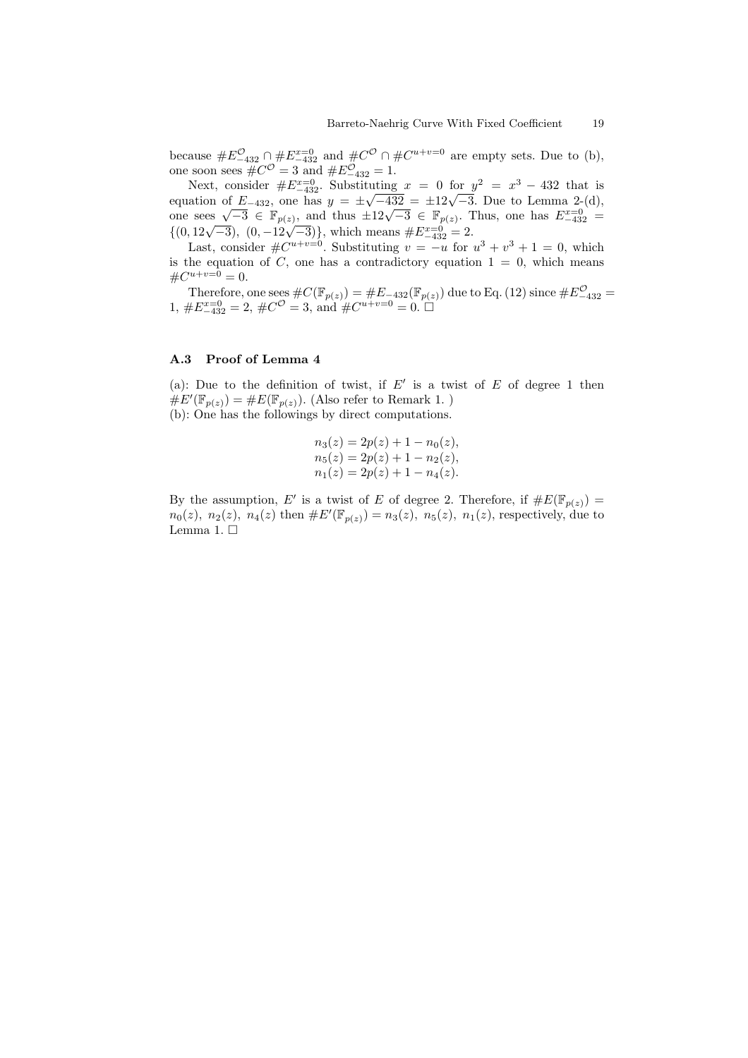because $\#E^{\mathcal{O}}_{-432} \cap \#E^{x=0}_{-432}$ and $\#C^{\mathcal{O}} \cap \#C^{u+v=0}$ are empty sets. Due to (b), one soon sees $\#C^{\mathcal{O}} = 3$ and $\#E^{\mathcal{O}}_{-432} = 1$.

Next, consider $\#E^{x=0}_{-432}$. Substituting $x = 0$ for $y^2 = x^3 - 432$ that is equation of $E_{-432}$, one has $y = \pm\sqrt{-432} = \pm 12\sqrt{-3}$. Due to Lemma 2-(d), one sees $\sqrt{-3} \in \mathbb{F}_{p(z)}$, and thus $\pm 12\sqrt{-3} \in \mathbb{F}_{p(z)}$. Thus, one has $E^{x=0}_{-432} = \{(0, 12\sqrt{-3}),\ (0, -12\sqrt{-3})\}$, which means $\#E^{x=0}_{-432} = 2$.

Last, consider $\#C^{u+v=0}$. Substituting $v = -u$ for $u^3 + v^3 + 1 = 0$, which is the equation of $C$, one has a contradictory equation $1 = 0$, which means $\#C^{u+v=0} = 0$.

Therefore, one sees $\#C(\mathbb{F}_{p(z)}) = \#E_{-432}(\mathbb{F}_{p(z)})$ due to Eq. (12) since $\#E^{\mathcal{O}}_{-432} = 1$, $\#E^{x=0}_{-432} = 2$, $\#C^{\mathcal{O}} = 3$, and $\#C^{u+v=0} = 0$. □

### A.3 Proof of Lemma 4

(a): Due to the definition of twist, if $E'$ is a twist of $E$ of degree 1 then $\#E'(\mathbb{F}_{p(z)}) = \#E(\mathbb{F}_{p(z)})$. (Also refer to Remark 1. )
(b): One has the followings by direct computations.

$$
\begin{aligned}
n_3(z) &= 2p(z) + 1 - n_0(z), \\
n_5(z) &= 2p(z) + 1 - n_2(z), \\
n_1(z) &= 2p(z) + 1 - n_4(z).
\end{aligned}
$$

By the assumption, $E'$ is a twist of $E$ of degree 2. Therefore, if $\#E(\mathbb{F}_{p(z)}) = n_0(z),\ n_2(z),\ n_4(z)$ then $\#E'(\mathbb{F}_{p(z)}) = n_3(z),\ n_5(z),\ n_1(z)$, respectively, due to Lemma 1. □